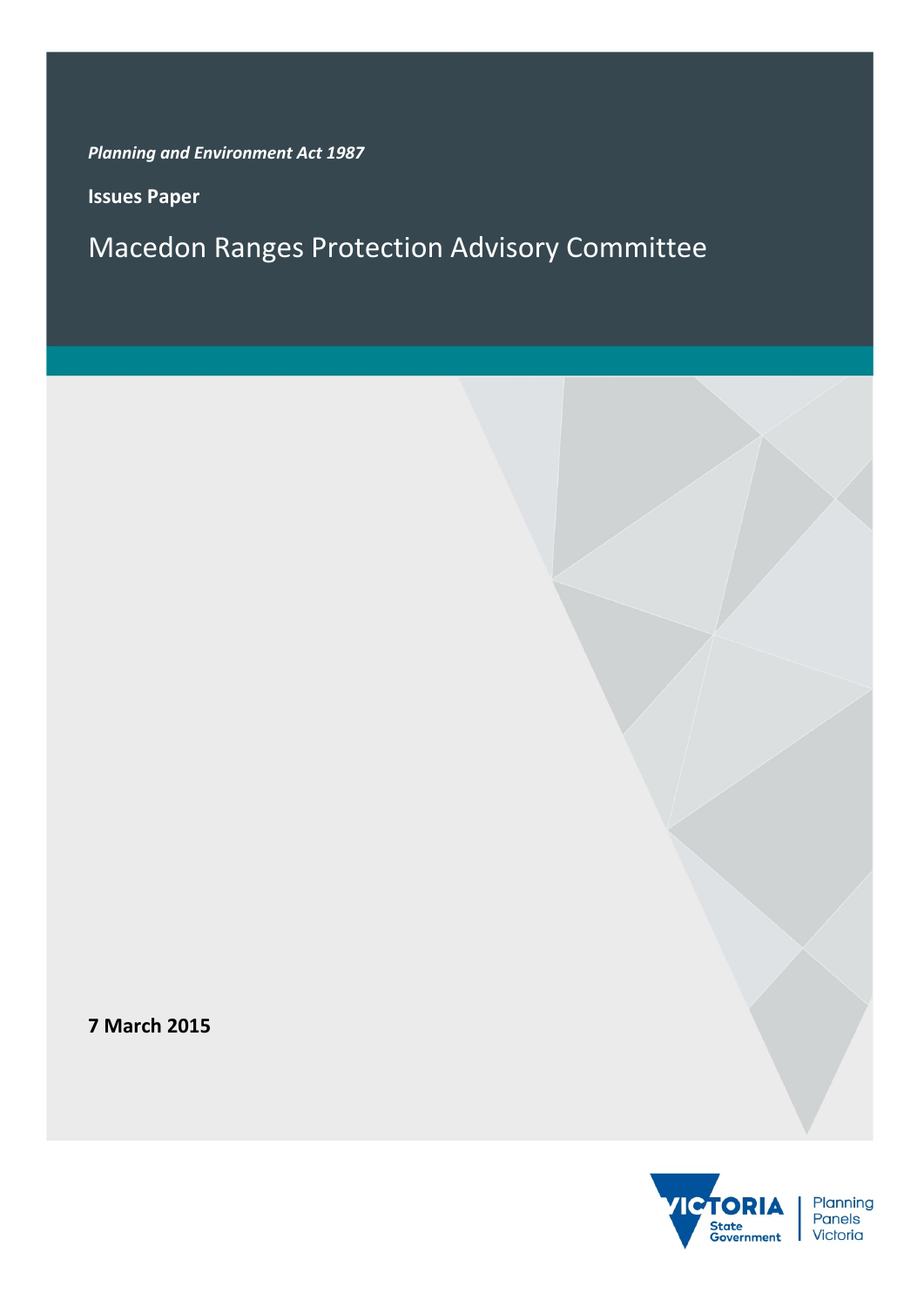*Planning and Environment Act 1987*

**Issues Paper**

# Macedon Ranges Protection Advisory Committee

**7 March 2015**

VICTORIA State Government | Planning Panels Victoria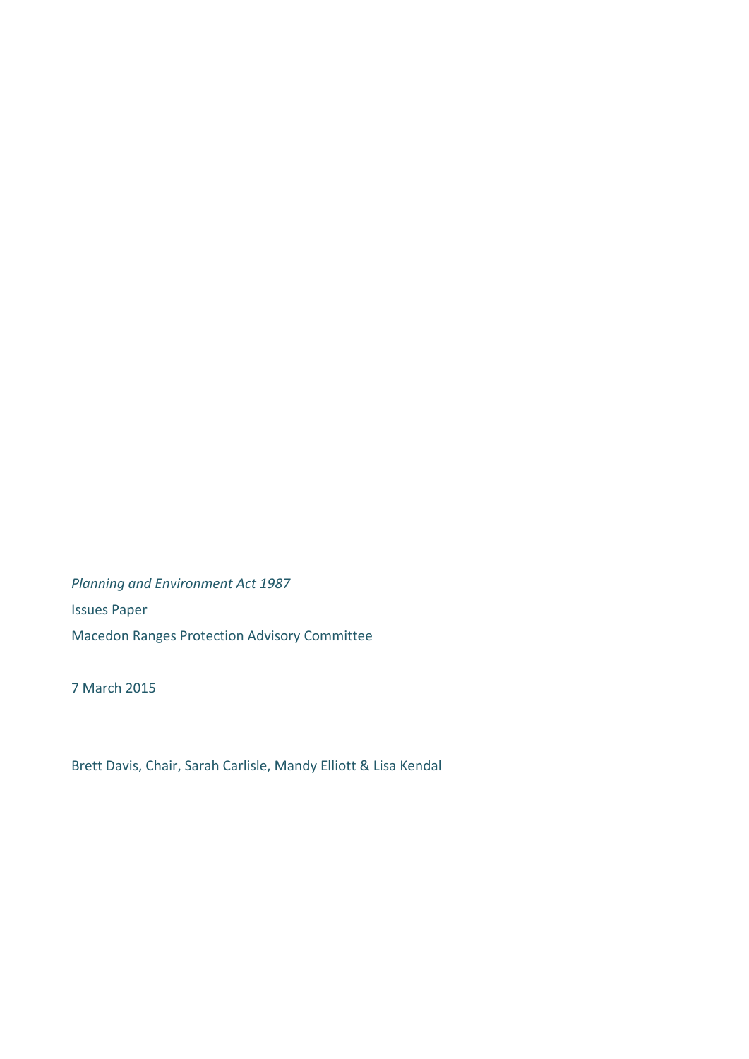*Planning and Environment Act 1987*

Issues Paper

Macedon Ranges Protection Advisory Committee

7 March 2015

Brett Davis, Chair, Sarah Carlisle, Mandy Elliott & Lisa Kendal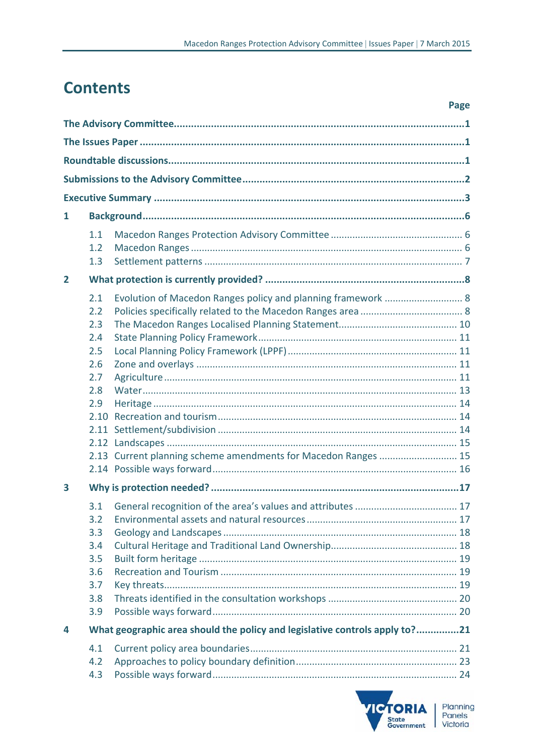# Contents

| | | Page |
|---|---|---|
| **The Advisory Committee** | | **1** |
| **The Issues Paper** | | **1** |
| **Roundtable discussions** | | **1** |
| **Submissions to the Advisory Committee** | | **2** |
| **Executive Summary** | | **3** |
| **1** | **Background** | **6** |
| | 1.1 Macedon Ranges Protection Advisory Committee | 6 |
| | 1.2 Macedon Ranges | 6 |
| | 1.3 Settlement patterns | 7 |
| **2** | **What protection is currently provided?** | **8** |
| | 2.1 Evolution of Macedon Ranges policy and planning framework | 8 |
| | 2.2 Policies specifically related to the Macedon Ranges area | 8 |
| | 2.3 The Macedon Ranges Localised Planning Statement | 10 |
| | 2.4 State Planning Policy Framework | 11 |
| | 2.5 Local Planning Policy Framework (LPPF) | 11 |
| | 2.6 Zone and overlays | 11 |
| | 2.7 Agriculture | 11 |
| | 2.8 Water | 13 |
| | 2.9 Heritage | 14 |
| | 2.10 Recreation and tourism | 14 |
| | 2.11 Settlement/subdivision | 14 |
| | 2.12 Landscapes | 15 |
| | 2.13 Current planning scheme amendments for Macedon Ranges | 15 |
| | 2.14 Possible ways forward | 16 |
| **3** | **Why is protection needed?** | **17** |
| | 3.1 General recognition of the area's values and attributes | 17 |
| | 3.2 Environmental assets and natural resources | 17 |
| | 3.3 Geology and Landscapes | 18 |
| | 3.4 Cultural Heritage and Traditional Land Ownership | 18 |
| | 3.5 Built form heritage | 19 |
| | 3.6 Recreation and Tourism | 19 |
| | 3.7 Key threats | 19 |
| | 3.8 Threats identified in the consultation workshops | 20 |
| | 3.9 Possible ways forward | 20 |
| **4** | **What geographic area should the policy and legislative controls apply to?** | **21** |
| | 4.1 Current policy area boundaries | 21 |
| | 4.2 Approaches to policy boundary definition | 23 |
| | 4.3 Possible ways forward | 24 |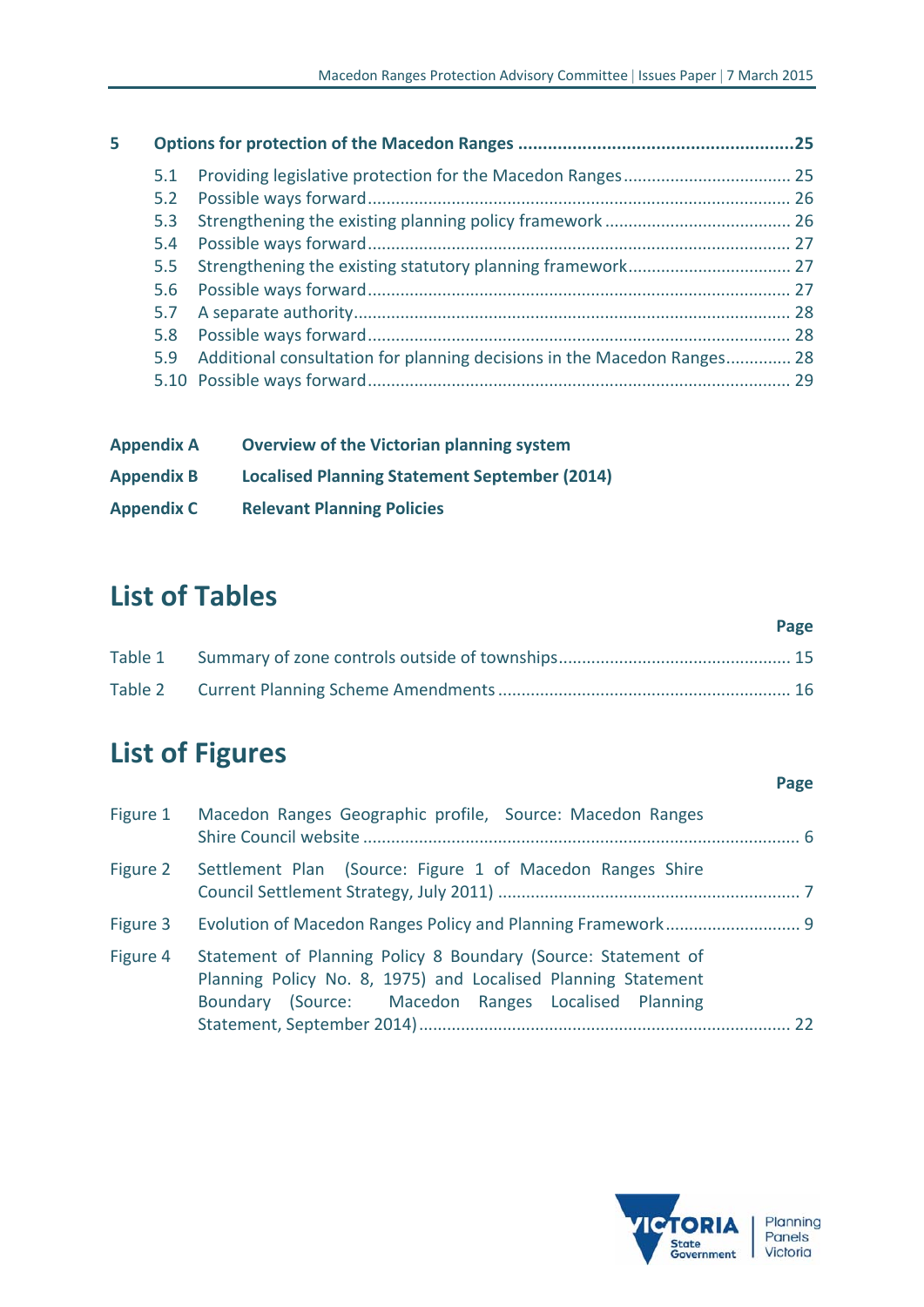**5 Options for protection of the Macedon Ranges ........................................................25**

5.1 Providing legislative protection for the Macedon Ranges.................................... 25
5.2 Possible ways forward.......................................................................................... 26
5.3 Strengthening the existing planning policy framework........................................ 26
5.4 Possible ways forward.......................................................................................... 27
5.5 Strengthening the existing statutory planning framework................................... 27
5.6 Possible ways forward.......................................................................................... 27
5.7 A separate authority............................................................................................. 28
5.8 Possible ways forward.......................................................................................... 28
5.9 Additional consultation for planning decisions in the Macedon Ranges.............. 28
5.10 Possible ways forward.......................................................................................... 29

**Appendix A** **Overview of the Victorian planning system**

**Appendix B** **Localised Planning Statement September (2014)**

**Appendix C** **Relevant Planning Policies**

## List of Tables

| | | Page |
|---|---|---|
| Table 1 | Summary of zone controls outside of townships | 15 |
| Table 2 | Current Planning Scheme Amendments | 16 |

## List of Figures

| | | Page |
|---|---|---|
| Figure 1 | Macedon Ranges Geographic profile, Source: Macedon Ranges Shire Council website | 6 |
| Figure 2 | Settlement Plan (Source: Figure 1 of Macedon Ranges Shire Council Settlement Strategy, July 2011) | 7 |
| Figure 3 | Evolution of Macedon Ranges Policy and Planning Framework | 9 |
| Figure 4 | Statement of Planning Policy 8 Boundary (Source: Statement of Planning Policy No. 8, 1975) and Localised Planning Statement Boundary (Source: Macedon Ranges Localised Planning Statement, September 2014) | 22 |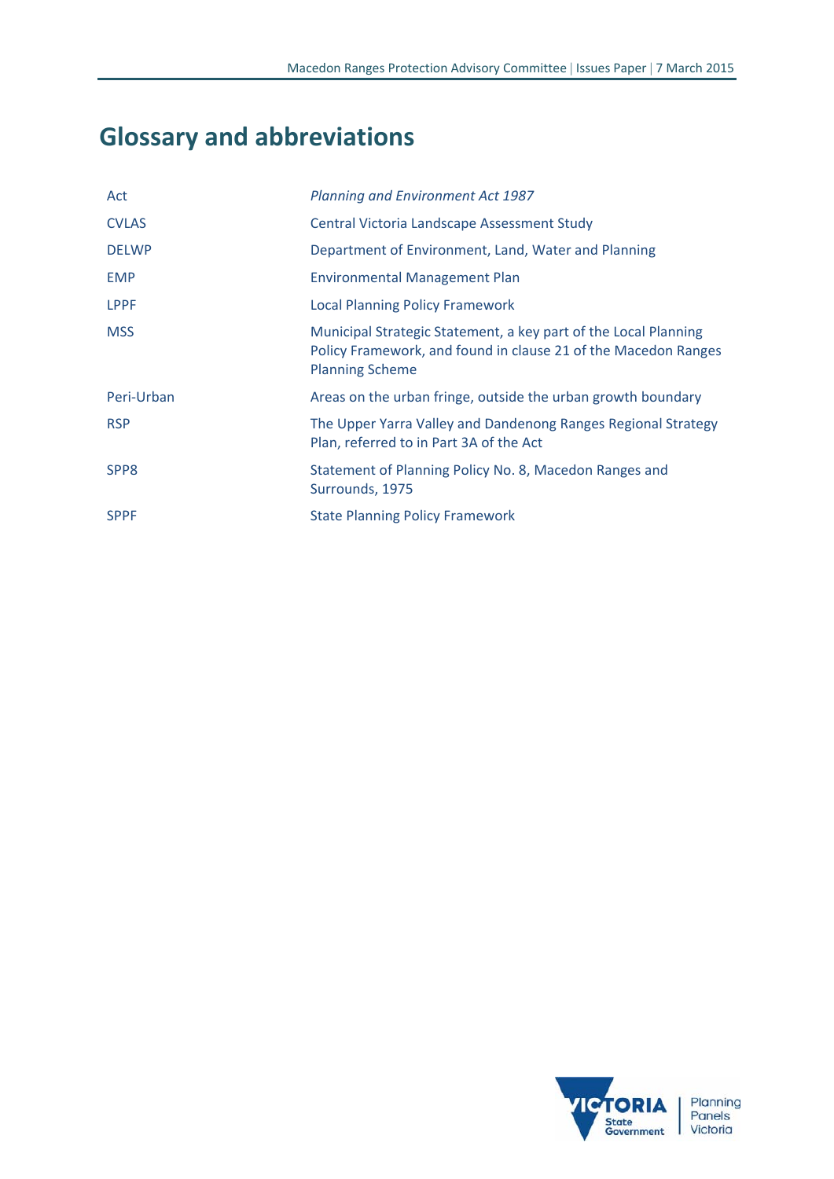# Glossary and abbreviations

| | |
|---|---|
| Act | *Planning and Environment Act 1987* |
| CVLAS | Central Victoria Landscape Assessment Study |
| DELWP | Department of Environment, Land, Water and Planning |
| EMP | Environmental Management Plan |
| LPPF | Local Planning Policy Framework |
| MSS | Municipal Strategic Statement, a key part of the Local Planning Policy Framework, and found in clause 21 of the Macedon Ranges Planning Scheme |
| Peri-Urban | Areas on the urban fringe, outside the urban growth boundary |
| RSP | The Upper Yarra Valley and Dandenong Ranges Regional Strategy Plan, referred to in Part 3A of the Act |
| SPP8 | Statement of Planning Policy No. 8, Macedon Ranges and Surrounds, 1975 |
| SPPF | State Planning Policy Framework |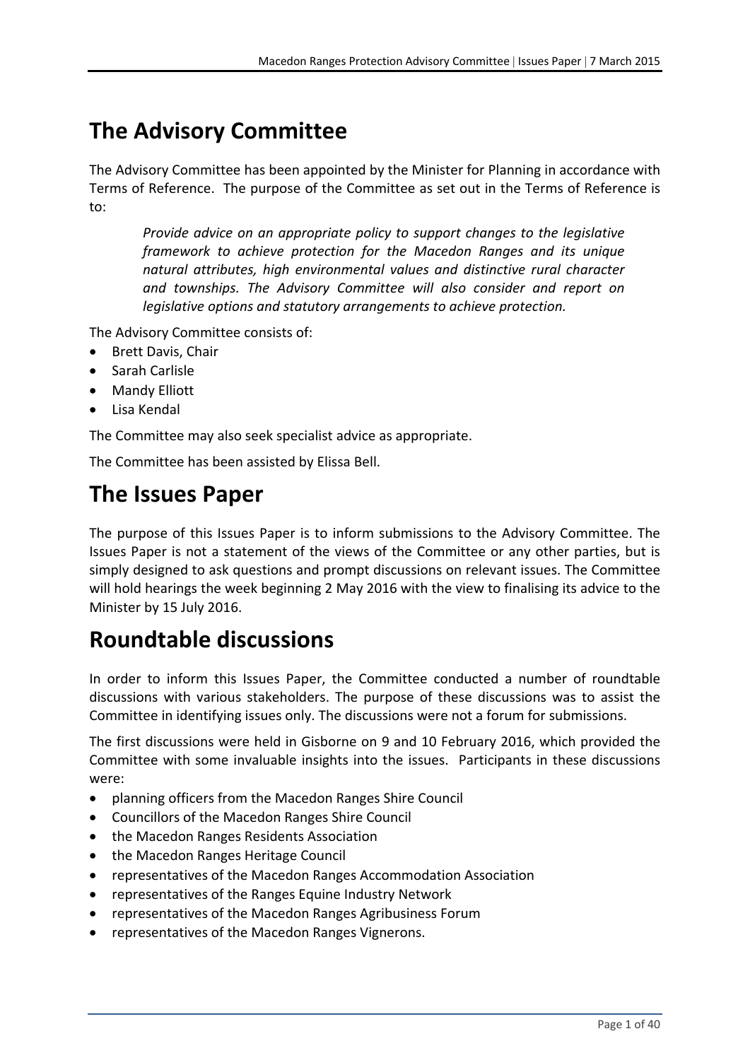# The Advisory Committee

The Advisory Committee has been appointed by the Minister for Planning in accordance with Terms of Reference. The purpose of the Committee as set out in the Terms of Reference is to:

> *Provide advice on an appropriate policy to support changes to the legislative framework to achieve protection for the Macedon Ranges and its unique natural attributes, high environmental values and distinctive rural character and townships. The Advisory Committee will also consider and report on legislative options and statutory arrangements to achieve protection.*

The Advisory Committee consists of:

- Brett Davis, Chair
- Sarah Carlisle
- Mandy Elliott
- Lisa Kendal

The Committee may also seek specialist advice as appropriate.

The Committee has been assisted by Elissa Bell.

# The Issues Paper

The purpose of this Issues Paper is to inform submissions to the Advisory Committee. The Issues Paper is not a statement of the views of the Committee or any other parties, but is simply designed to ask questions and prompt discussions on relevant issues. The Committee will hold hearings the week beginning 2 May 2016 with the view to finalising its advice to the Minister by 15 July 2016.

# Roundtable discussions

In order to inform this Issues Paper, the Committee conducted a number of roundtable discussions with various stakeholders. The purpose of these discussions was to assist the Committee in identifying issues only. The discussions were not a forum for submissions.

The first discussions were held in Gisborne on 9 and 10 February 2016, which provided the Committee with some invaluable insights into the issues. Participants in these discussions were:

- planning officers from the Macedon Ranges Shire Council
- Councillors of the Macedon Ranges Shire Council
- the Macedon Ranges Residents Association
- the Macedon Ranges Heritage Council
- representatives of the Macedon Ranges Accommodation Association
- representatives of the Ranges Equine Industry Network
- representatives of the Macedon Ranges Agribusiness Forum
- representatives of the Macedon Ranges Vignerons.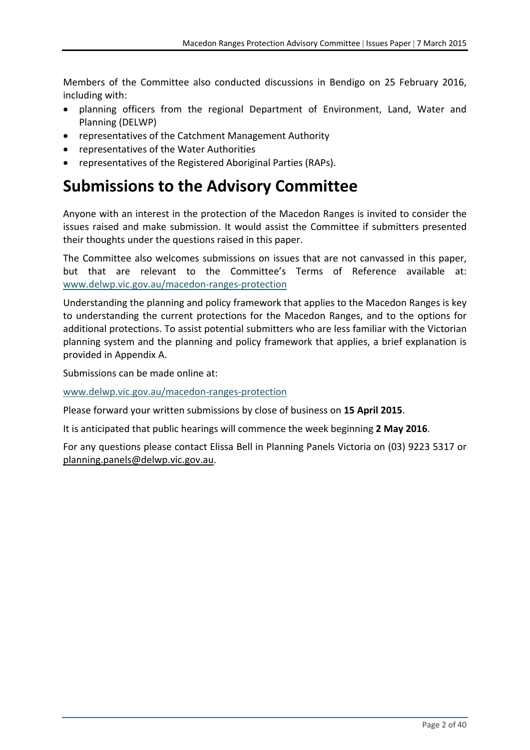Members of the Committee also conducted discussions in Bendigo on 25 February 2016, including with:

- planning officers from the regional Department of Environment, Land, Water and Planning (DELWP)
- representatives of the Catchment Management Authority
- representatives of the Water Authorities
- representatives of the Registered Aboriginal Parties (RAPs).

# Submissions to the Advisory Committee

Anyone with an interest in the protection of the Macedon Ranges is invited to consider the issues raised and make submission. It would assist the Committee if submitters presented their thoughts under the questions raised in this paper.

The Committee also welcomes submissions on issues that are not canvassed in this paper, but that are relevant to the Committee's Terms of Reference available at: www.delwp.vic.gov.au/macedon-ranges-protection

Understanding the planning and policy framework that applies to the Macedon Ranges is key to understanding the current protections for the Macedon Ranges, and to the options for additional protections. To assist potential submitters who are less familiar with the Victorian planning system and the planning and policy framework that applies, a brief explanation is provided in Appendix A.

Submissions can be made online at:

www.delwp.vic.gov.au/macedon-ranges-protection

Please forward your written submissions by close of business on **15 April 2015**.

It is anticipated that public hearings will commence the week beginning **2 May 2016**.

For any questions please contact Elissa Bell in Planning Panels Victoria on (03) 9223 5317 or planning.panels@delwp.vic.gov.au.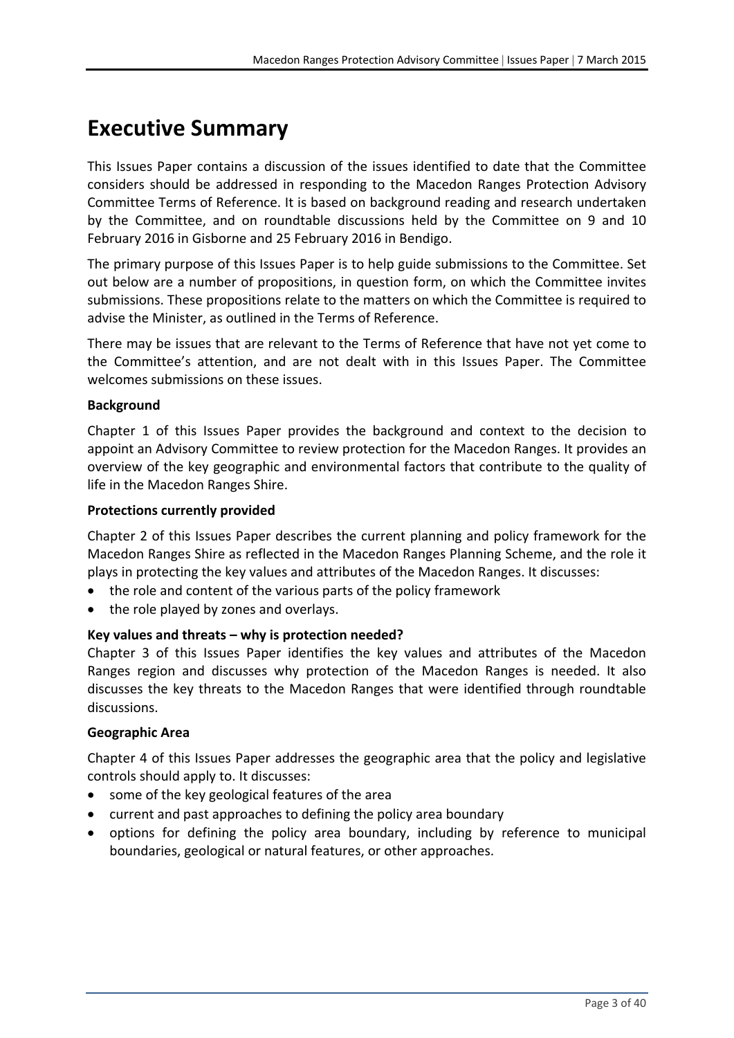# Executive Summary

This Issues Paper contains a discussion of the issues identified to date that the Committee considers should be addressed in responding to the Macedon Ranges Protection Advisory Committee Terms of Reference. It is based on background reading and research undertaken by the Committee, and on roundtable discussions held by the Committee on 9 and 10 February 2016 in Gisborne and 25 February 2016 in Bendigo.

The primary purpose of this Issues Paper is to help guide submissions to the Committee. Set out below are a number of propositions, in question form, on which the Committee invites submissions. These propositions relate to the matters on which the Committee is required to advise the Minister, as outlined in the Terms of Reference.

There may be issues that are relevant to the Terms of Reference that have not yet come to the Committee's attention, and are not dealt with in this Issues Paper. The Committee welcomes submissions on these issues.

**Background**

Chapter 1 of this Issues Paper provides the background and context to the decision to appoint an Advisory Committee to review protection for the Macedon Ranges. It provides an overview of the key geographic and environmental factors that contribute to the quality of life in the Macedon Ranges Shire.

**Protections currently provided**

Chapter 2 of this Issues Paper describes the current planning and policy framework for the Macedon Ranges Shire as reflected in the Macedon Ranges Planning Scheme, and the role it plays in protecting the key values and attributes of the Macedon Ranges. It discusses:

- the role and content of the various parts of the policy framework
- the role played by zones and overlays.

**Key values and threats – why is protection needed?**

Chapter 3 of this Issues Paper identifies the key values and attributes of the Macedon Ranges region and discusses why protection of the Macedon Ranges is needed. It also discusses the key threats to the Macedon Ranges that were identified through roundtable discussions.

**Geographic Area**

Chapter 4 of this Issues Paper addresses the geographic area that the policy and legislative controls should apply to. It discusses:

- some of the key geological features of the area
- current and past approaches to defining the policy area boundary
- options for defining the policy area boundary, including by reference to municipal boundaries, geological or natural features, or other approaches.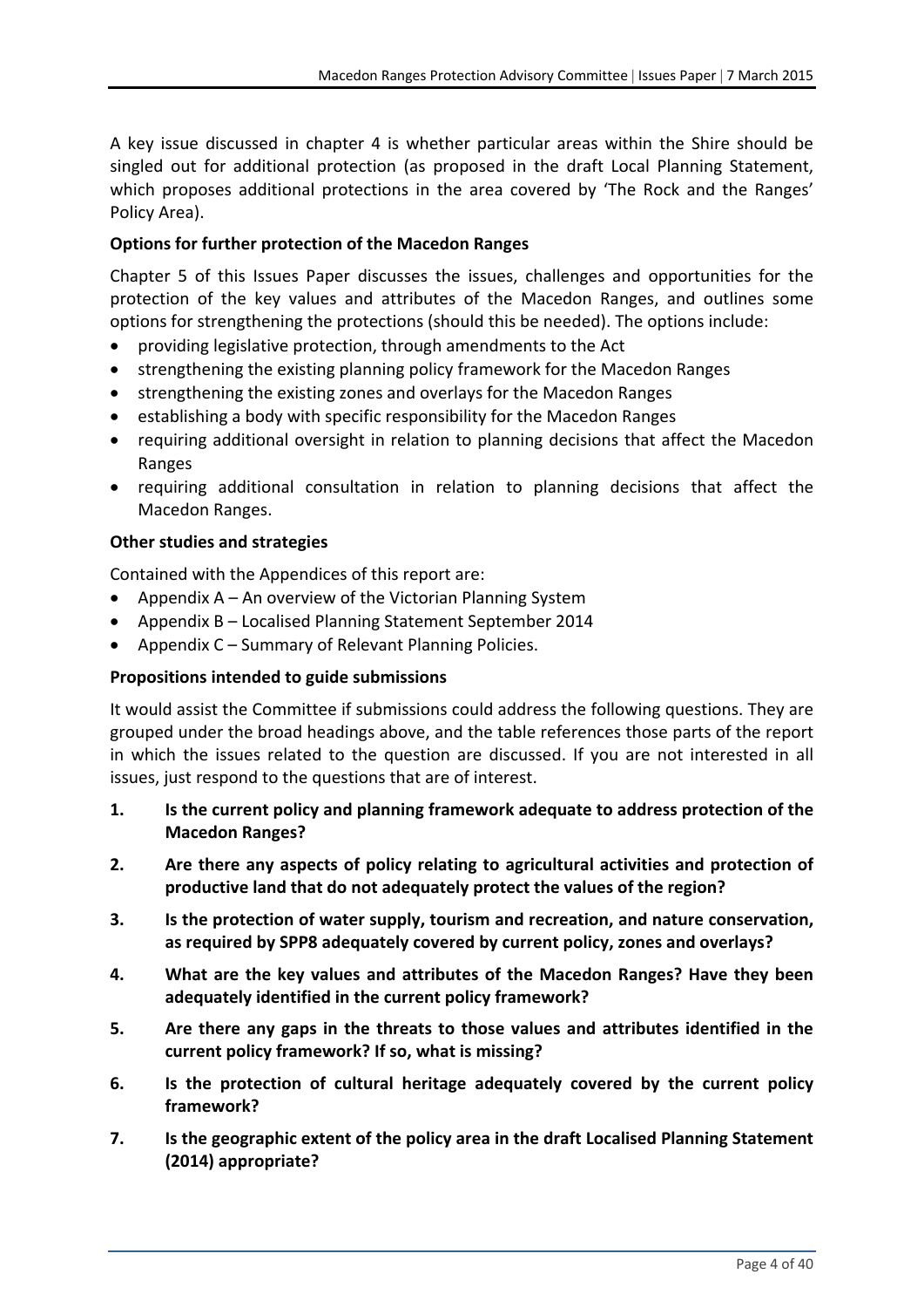A key issue discussed in chapter 4 is whether particular areas within the Shire should be singled out for additional protection (as proposed in the draft Local Planning Statement, which proposes additional protections in the area covered by 'The Rock and the Ranges' Policy Area).

**Options for further protection of the Macedon Ranges**

Chapter 5 of this Issues Paper discusses the issues, challenges and opportunities for the protection of the key values and attributes of the Macedon Ranges, and outlines some options for strengthening the protections (should this be needed). The options include:

- providing legislative protection, through amendments to the Act
- strengthening the existing planning policy framework for the Macedon Ranges
- strengthening the existing zones and overlays for the Macedon Ranges
- establishing a body with specific responsibility for the Macedon Ranges
- requiring additional oversight in relation to planning decisions that affect the Macedon Ranges
- requiring additional consultation in relation to planning decisions that affect the Macedon Ranges.

**Other studies and strategies**

Contained with the Appendices of this report are:

- Appendix A – An overview of the Victorian Planning System
- Appendix B – Localised Planning Statement September 2014
- Appendix C – Summary of Relevant Planning Policies.

**Propositions intended to guide submissions**

It would assist the Committee if submissions could address the following questions. They are grouped under the broad headings above, and the table references those parts of the report in which the issues related to the question are discussed. If you are not interested in all issues, just respond to the questions that are of interest.

1. **Is the current policy and planning framework adequate to address protection of the Macedon Ranges?**
2. **Are there any aspects of policy relating to agricultural activities and protection of productive land that do not adequately protect the values of the region?**
3. **Is the protection of water supply, tourism and recreation, and nature conservation, as required by SPP8 adequately covered by current policy, zones and overlays?**
4. **What are the key values and attributes of the Macedon Ranges? Have they been adequately identified in the current policy framework?**
5. **Are there any gaps in the threats to those values and attributes identified in the current policy framework? If so, what is missing?**
6. **Is the protection of cultural heritage adequately covered by the current policy framework?**
7. **Is the geographic extent of the policy area in the draft Localised Planning Statement (2014) appropriate?**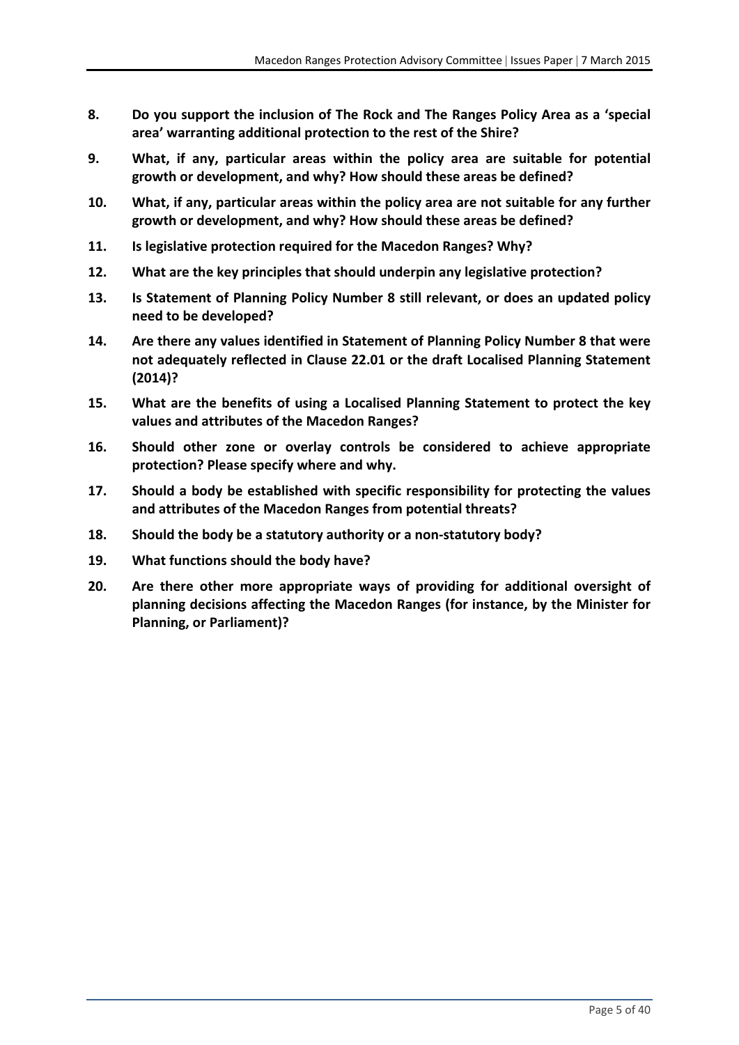8. **Do you support the inclusion of The Rock and The Ranges Policy Area as a 'special area' warranting additional protection to the rest of the Shire?**

9. **What, if any, particular areas within the policy area are suitable for potential growth or development, and why? How should these areas be defined?**

10. **What, if any, particular areas within the policy area are not suitable for any further growth or development, and why? How should these areas be defined?**

11. **Is legislative protection required for the Macedon Ranges? Why?**

12. **What are the key principles that should underpin any legislative protection?**

13. **Is Statement of Planning Policy Number 8 still relevant, or does an updated policy need to be developed?**

14. **Are there any values identified in Statement of Planning Policy Number 8 that were not adequately reflected in Clause 22.01 or the draft Localised Planning Statement (2014)?**

15. **What are the benefits of using a Localised Planning Statement to protect the key values and attributes of the Macedon Ranges?**

16. **Should other zone or overlay controls be considered to achieve appropriate protection? Please specify where and why.**

17. **Should a body be established with specific responsibility for protecting the values and attributes of the Macedon Ranges from potential threats?**

18. **Should the body be a statutory authority or a non-statutory body?**

19. **What functions should the body have?**

20. **Are there other more appropriate ways of providing for additional oversight of planning decisions affecting the Macedon Ranges (for instance, by the Minister for Planning, or Parliament)?**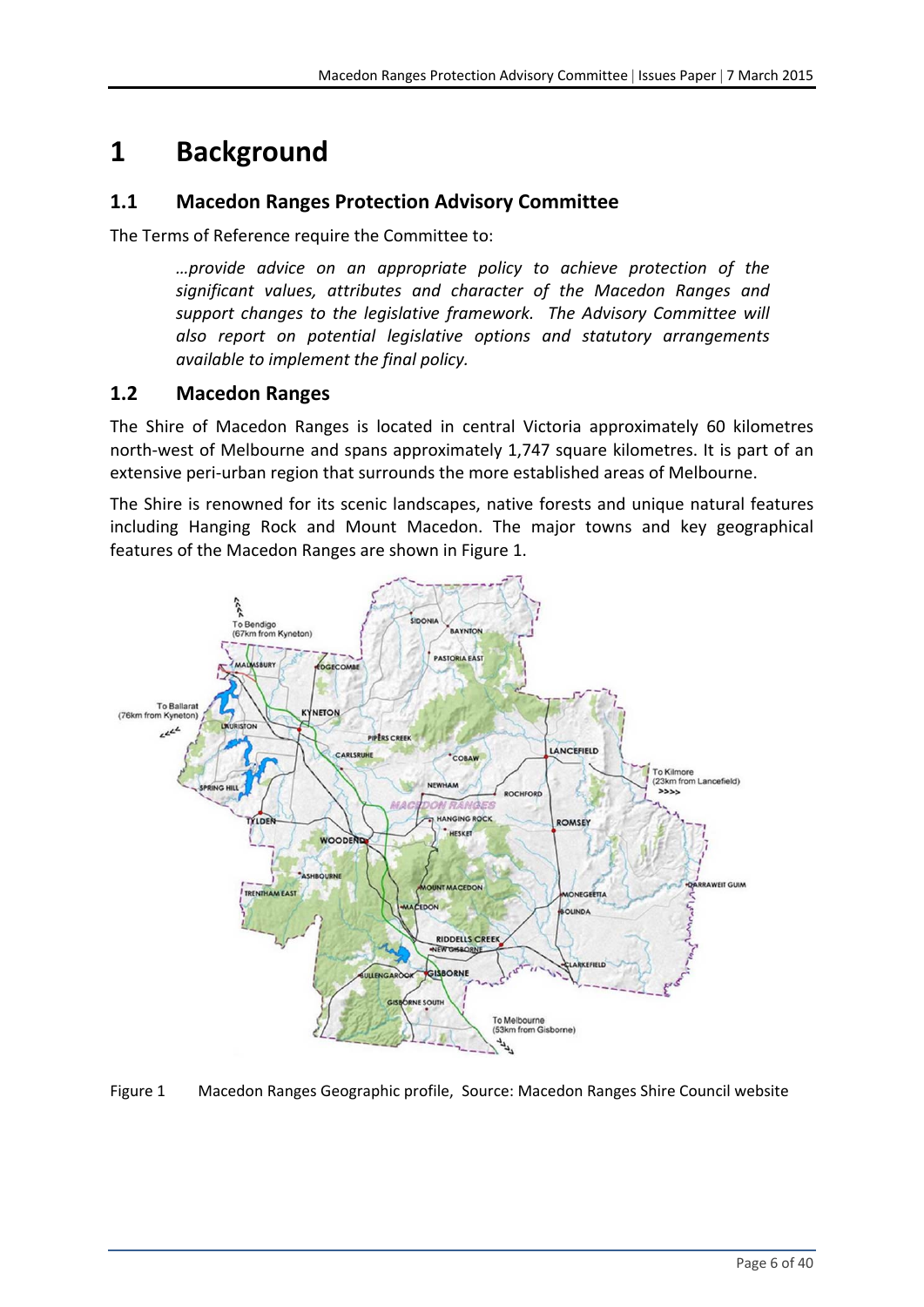# 1 Background

## 1.1 Macedon Ranges Protection Advisory Committee

The Terms of Reference require the Committee to:

> *…provide advice on an appropriate policy to achieve protection of the significant values, attributes and character of the Macedon Ranges and support changes to the legislative framework. The Advisory Committee will also report on potential legislative options and statutory arrangements available to implement the final policy.*

## 1.2 Macedon Ranges

The Shire of Macedon Ranges is located in central Victoria approximately 60 kilometres north-west of Melbourne and spans approximately 1,747 square kilometres. It is part of an extensive peri-urban region that surrounds the more established areas of Melbourne.

The Shire is renowned for its scenic landscapes, native forests and unique natural features including Hanging Rock and Mount Macedon. The major towns and key geographical features of the Macedon Ranges are shown in Figure 1.

Figure 1 Macedon Ranges Geographic profile, Source: Macedon Ranges Shire Council website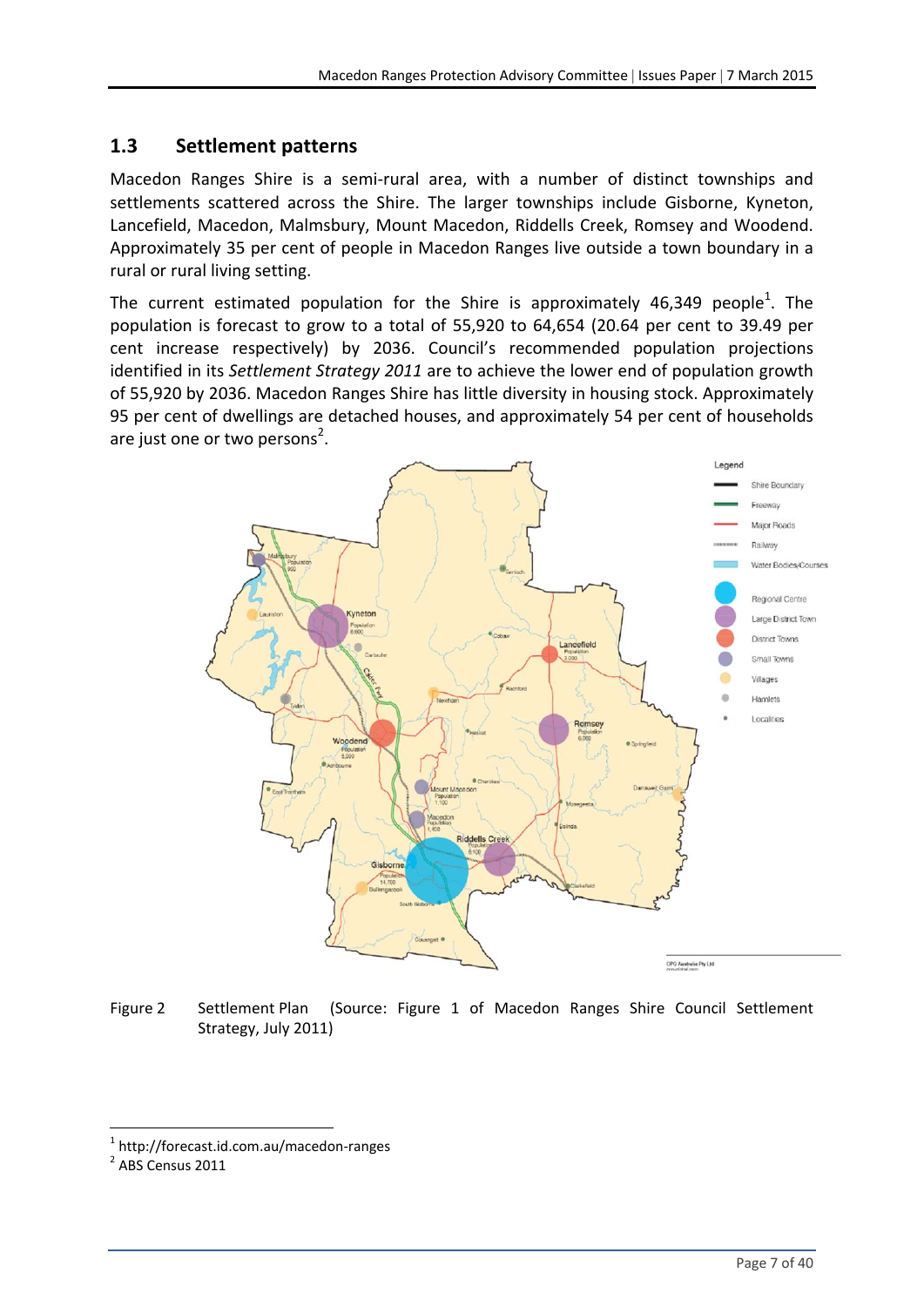## 1.3 Settlement patterns

Macedon Ranges Shire is a semi-rural area, with a number of distinct townships and settlements scattered across the Shire. The larger townships include Gisborne, Kyneton, Lancefield, Macedon, Malmsbury, Mount Macedon, Riddells Creek, Romsey and Woodend. Approximately 35 per cent of people in Macedon Ranges live outside a town boundary in a rural or rural living setting.

The current estimated population for the Shire is approximately 46,349 people[1]. The population is forecast to grow to a total of 55,920 to 64,654 (20.64 per cent to 39.49 per cent increase respectively) by 2036. Council's recommended population projections identified in its *Settlement Strategy 2011* are to achieve the lower end of population growth of 55,920 by 2036. Macedon Ranges Shire has little diversity in housing stock. Approximately 95 per cent of dwellings are detached houses, and approximately 54 per cent of households are just one or two persons[2].

Figure 2 Settlement Plan (Source: Figure 1 of Macedon Ranges Shire Council Settlement Strategy, July 2011)

---

[1] http://forecast.id.com.au/macedon-ranges

[2] ABS Census 2011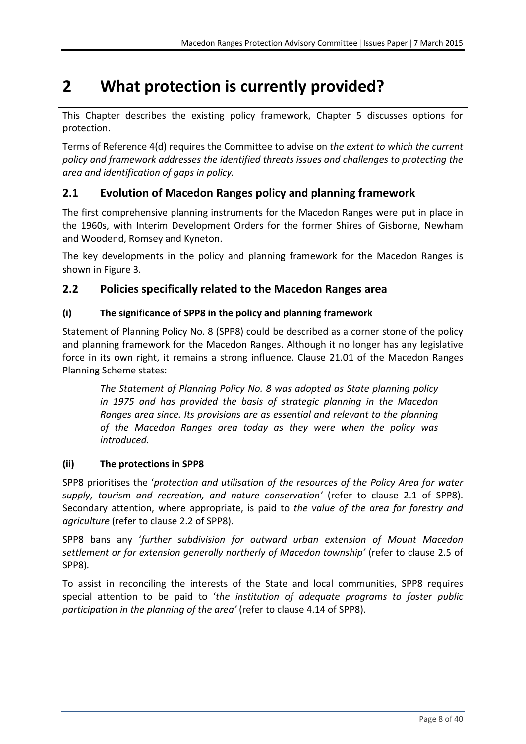# 2 What protection is currently provided?

This Chapter describes the existing policy framework, Chapter 5 discusses options for protection.

Terms of Reference 4(d) requires the Committee to advise on *the extent to which the current policy and framework addresses the identified threats issues and challenges to protecting the area and identification of gaps in policy.*

## 2.1 Evolution of Macedon Ranges policy and planning framework

The first comprehensive planning instruments for the Macedon Ranges were put in place in the 1960s, with Interim Development Orders for the former Shires of Gisborne, Newham and Woodend, Romsey and Kyneton.

The key developments in the policy and planning framework for the Macedon Ranges is shown in Figure 3.

## 2.2 Policies specifically related to the Macedon Ranges area

### (i) The significance of SPP8 in the policy and planning framework

Statement of Planning Policy No. 8 (SPP8) could be described as a corner stone of the policy and planning framework for the Macedon Ranges. Although it no longer has any legislative force in its own right, it remains a strong influence. Clause 21.01 of the Macedon Ranges Planning Scheme states:

> *The Statement of Planning Policy No. 8 was adopted as State planning policy in 1975 and has provided the basis of strategic planning in the Macedon Ranges area since. Its provisions are as essential and relevant to the planning of the Macedon Ranges area today as they were when the policy was introduced.*

### (ii) The protections in SPP8

SPP8 prioritises the '*protection and utilisation of the resources of the Policy Area for water supply, tourism and recreation, and nature conservation'* (refer to clause 2.1 of SPP8). Secondary attention, where appropriate, is paid to *the value of the area for forestry and agriculture* (refer to clause 2.2 of SPP8).

SPP8 bans any '*further subdivision for outward urban extension of Mount Macedon settlement or for extension generally northerly of Macedon township'* (refer to clause 2.5 of SPP8).

To assist in reconciling the interests of the State and local communities, SPP8 requires special attention to be paid to '*the institution of adequate programs to foster public participation in the planning of the area'* (refer to clause 4.14 of SPP8).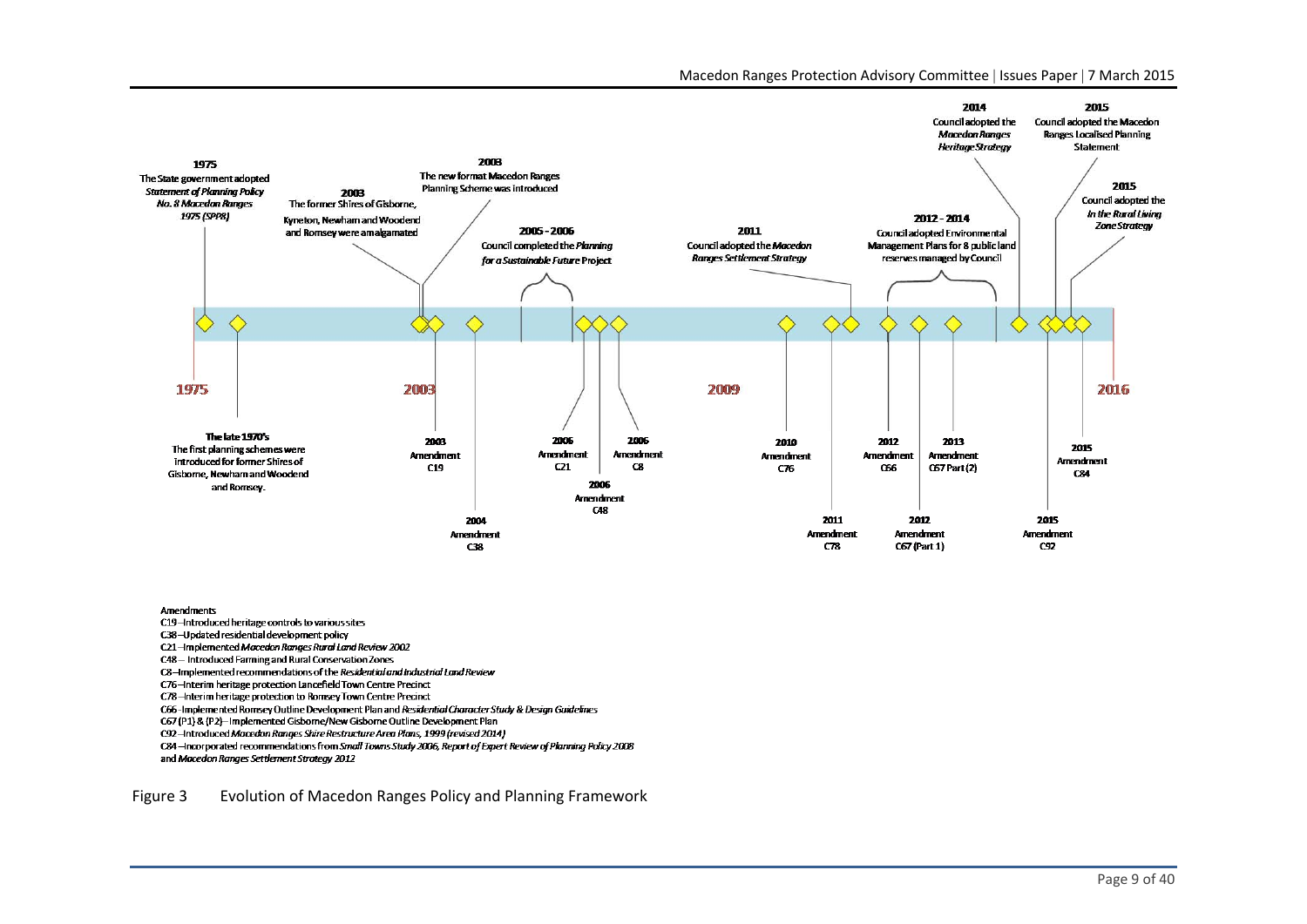1975
The State government adopted *Statement of Planning Policy No. 8 Macedon Ranges 1975 (SPP8)*

The late 1970's
The first planning schemes were introduced for former Shires of Gisborne, Newham and Woodend and Romsey.

2003
The former Shires of Gisborne, Kyneton, Newham and Woodend and Romsey were amalgamated

2003
The new format Macedon Ranges Planning Scheme was introduced

2003
Amendment C19

2004
Amendment C38

2005 - 2006
Council completed the *Planning for a Sustainable Future* Project

2006
Amendment C21

2006
Amendment C48

2006
Amendment C8

2009

2010
Amendment C76

2011
Council adopted the *Macedon Ranges Settlement Strategy*

2011
Amendment C78

2012
Amendment C66

2012
Amendment C67 (Part 1)

2012 - 2014
Council adopted Environmental Management Plans for 8 public land reserves managed by Council

2013
Amendment C67 Part (2)

2014
Council adopted the *Macedon Ranges Heritage Strategy*

2015
Council adopted the Macedon Ranges Localised Planning Statement

2015
Council adopted the *In the Rural Living Zone Strategy*

2015
Amendment C92

2015
Amendment C84

2016

Amendments
C19 – Introduced heritage controls to various sites
C38 – Updated residential development policy
C21 – Implemented *Macedon Ranges Rural Land Review 2002*
C48 – Introduced Farming and Rural Conservation Zones
C8 – Implemented recommendations of the *Residential and Industrial Land Review*
C76 – Interim heritage protection Lancefield Town Centre Precinct
C78 – Interim heritage protection to Romsey Town Centre Precinct
C66 – Implemented Romsey Outline Development Plan and *Residential Character Study & Design Guidelines*
C67 (P1) & (P2) – Implemented Gisborne/New Gisborne Outline Development Plan
C92 – Introduced *Macedon Ranges Shire Restructure Area Plans, 1999 (revised 2014)*
C84 – Incorporated recommendations from *Small Towns Study 2006, Report of Expert Review of Planning Policy 2008* and *Macedon Ranges Settlement Strategy 2012*

Figure 3 Evolution of Macedon Ranges Policy and Planning Framework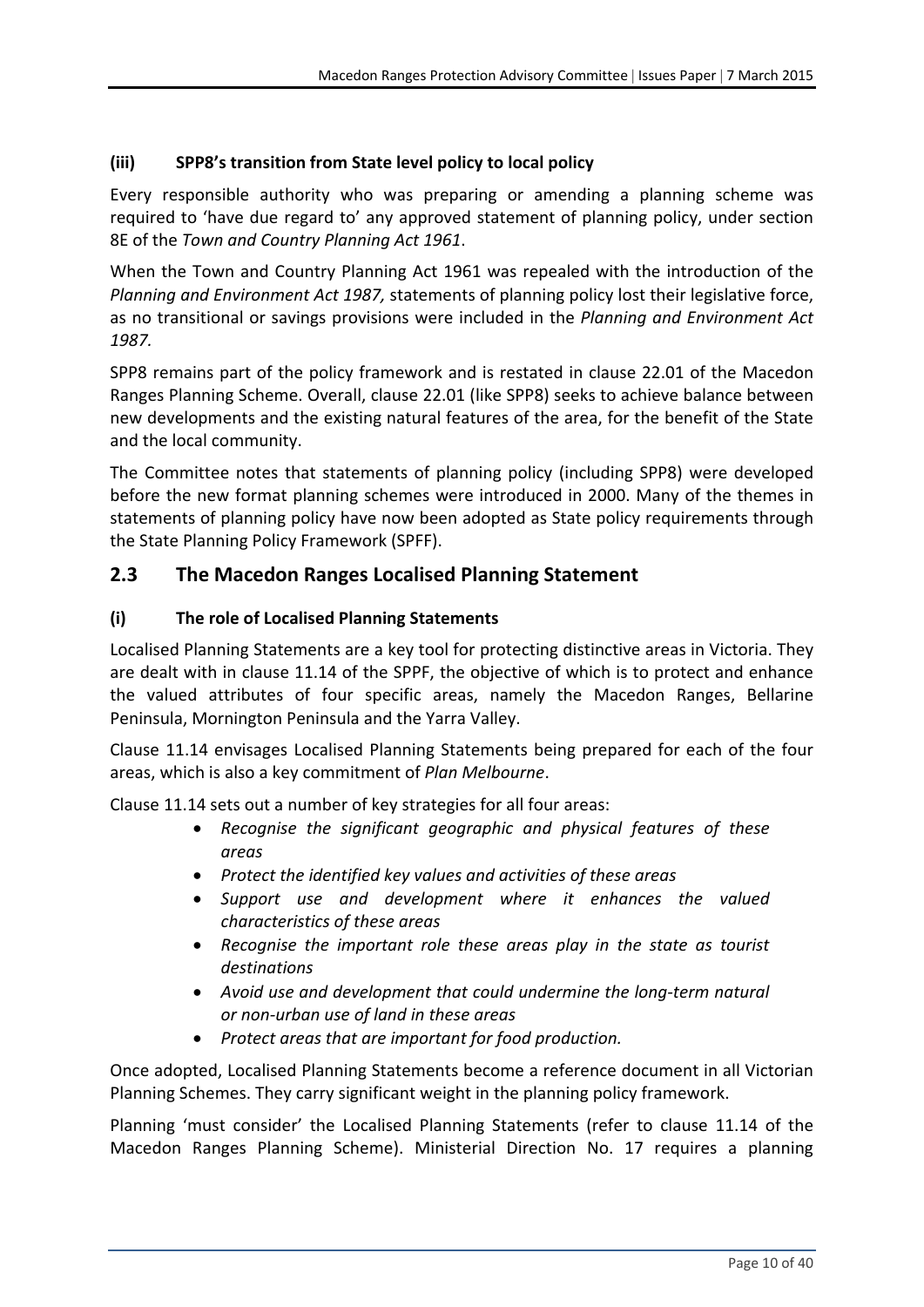#### (iii) SPP8's transition from State level policy to local policy

Every responsible authority who was preparing or amending a planning scheme was required to 'have due regard to' any approved statement of planning policy, under section 8E of the *Town and Country Planning Act 1961*.

When the Town and Country Planning Act 1961 was repealed with the introduction of the *Planning and Environment Act 1987,* statements of planning policy lost their legislative force, as no transitional or savings provisions were included in the *Planning and Environment Act 1987.*

SPP8 remains part of the policy framework and is restated in clause 22.01 of the Macedon Ranges Planning Scheme. Overall, clause 22.01 (like SPP8) seeks to achieve balance between new developments and the existing natural features of the area, for the benefit of the State and the local community.

The Committee notes that statements of planning policy (including SPP8) were developed before the new format planning schemes were introduced in 2000. Many of the themes in statements of planning policy have now been adopted as State policy requirements through the State Planning Policy Framework (SPFF).

## 2.3 The Macedon Ranges Localised Planning Statement

#### (i) The role of Localised Planning Statements

Localised Planning Statements are a key tool for protecting distinctive areas in Victoria. They are dealt with in clause 11.14 of the SPPF, the objective of which is to protect and enhance the valued attributes of four specific areas, namely the Macedon Ranges, Bellarine Peninsula, Mornington Peninsula and the Yarra Valley.

Clause 11.14 envisages Localised Planning Statements being prepared for each of the four areas, which is also a key commitment of *Plan Melbourne*.

Clause 11.14 sets out a number of key strategies for all four areas:

- *Recognise the significant geographic and physical features of these areas*
- *Protect the identified key values and activities of these areas*
- *Support use and development where it enhances the valued characteristics of these areas*
- *Recognise the important role these areas play in the state as tourist destinations*
- *Avoid use and development that could undermine the long-term natural or non-urban use of land in these areas*
- *Protect areas that are important for food production.*

Once adopted, Localised Planning Statements become a reference document in all Victorian Planning Schemes. They carry significant weight in the planning policy framework.

Planning 'must consider' the Localised Planning Statements (refer to clause 11.14 of the Macedon Ranges Planning Scheme). Ministerial Direction No. 17 requires a planning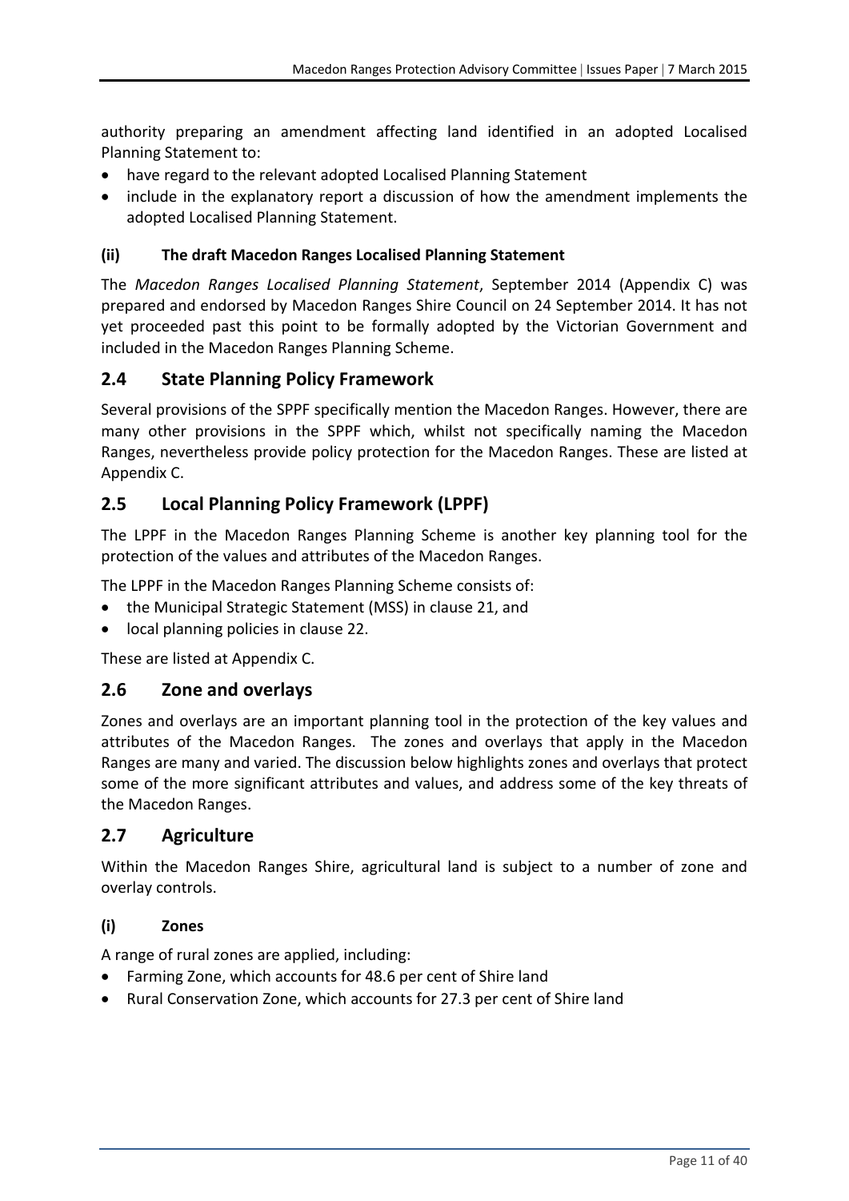authority preparing an amendment affecting land identified in an adopted Localised Planning Statement to:

- have regard to the relevant adopted Localised Planning Statement
- include in the explanatory report a discussion of how the amendment implements the adopted Localised Planning Statement.

#### (ii) The draft Macedon Ranges Localised Planning Statement

The *Macedon Ranges Localised Planning Statement*, September 2014 (Appendix C) was prepared and endorsed by Macedon Ranges Shire Council on 24 September 2014. It has not yet proceeded past this point to be formally adopted by the Victorian Government and included in the Macedon Ranges Planning Scheme.

## 2.4 State Planning Policy Framework

Several provisions of the SPPF specifically mention the Macedon Ranges. However, there are many other provisions in the SPPF which, whilst not specifically naming the Macedon Ranges, nevertheless provide policy protection for the Macedon Ranges. These are listed at Appendix C.

## 2.5 Local Planning Policy Framework (LPPF)

The LPPF in the Macedon Ranges Planning Scheme is another key planning tool for the protection of the values and attributes of the Macedon Ranges.

The LPPF in the Macedon Ranges Planning Scheme consists of:

- the Municipal Strategic Statement (MSS) in clause 21, and
- local planning policies in clause 22.

These are listed at Appendix C.

## 2.6 Zone and overlays

Zones and overlays are an important planning tool in the protection of the key values and attributes of the Macedon Ranges. The zones and overlays that apply in the Macedon Ranges are many and varied. The discussion below highlights zones and overlays that protect some of the more significant attributes and values, and address some of the key threats of the Macedon Ranges.

## 2.7 Agriculture

Within the Macedon Ranges Shire, agricultural land is subject to a number of zone and overlay controls.

#### (i) Zones

A range of rural zones are applied, including:

- Farming Zone, which accounts for 48.6 per cent of Shire land
- Rural Conservation Zone, which accounts for 27.3 per cent of Shire land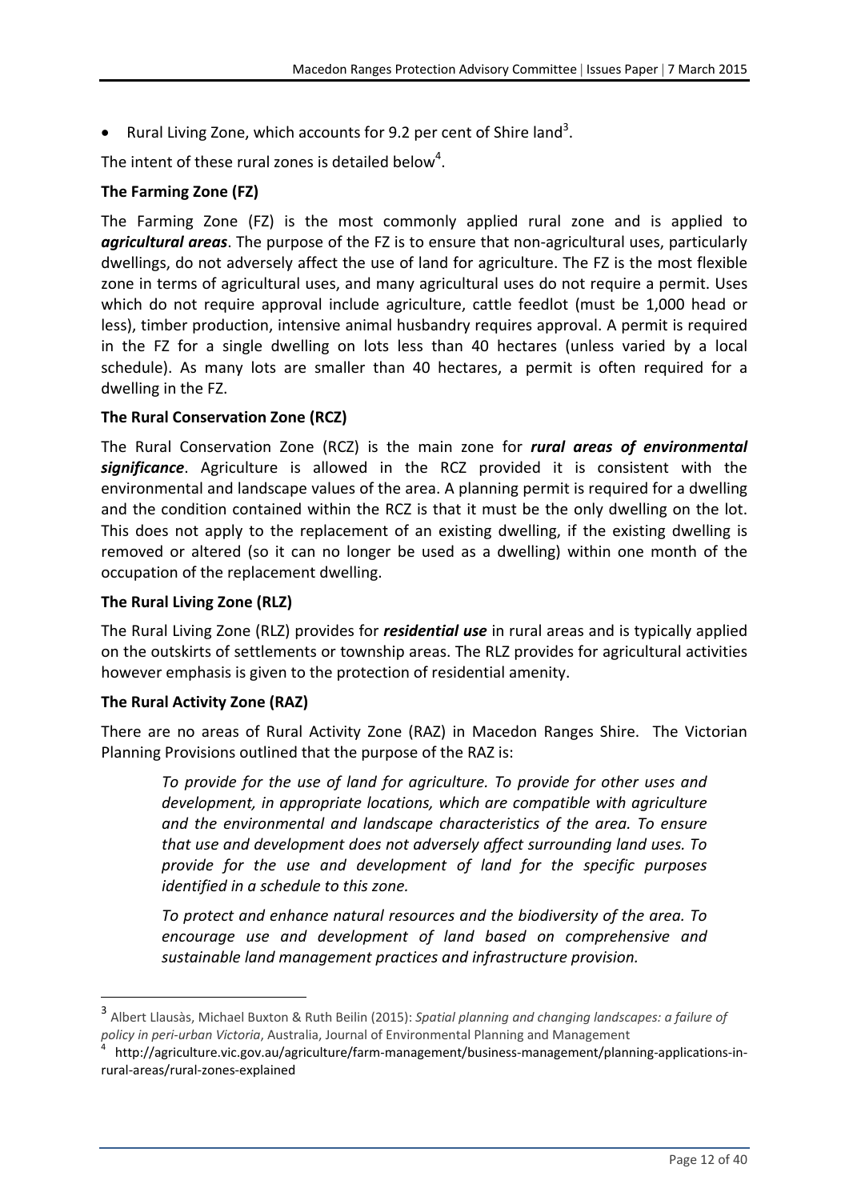- Rural Living Zone, which accounts for 9.2 per cent of Shire land[3].

The intent of these rural zones is detailed below[4].

**The Farming Zone (FZ)**

The Farming Zone (FZ) is the most commonly applied rural zone and is applied to ***agricultural areas***. The purpose of the FZ is to ensure that non-agricultural uses, particularly dwellings, do not adversely affect the use of land for agriculture. The FZ is the most flexible zone in terms of agricultural uses, and many agricultural uses do not require a permit. Uses which do not require approval include agriculture, cattle feedlot (must be 1,000 head or less), timber production, intensive animal husbandry requires approval. A permit is required in the FZ for a single dwelling on lots less than 40 hectares (unless varied by a local schedule). As many lots are smaller than 40 hectares, a permit is often required for a dwelling in the FZ.

**The Rural Conservation Zone (RCZ)**

The Rural Conservation Zone (RCZ) is the main zone for ***rural areas of environmental significance***. Agriculture is allowed in the RCZ provided it is consistent with the environmental and landscape values of the area. A planning permit is required for a dwelling and the condition contained within the RCZ is that it must be the only dwelling on the lot. This does not apply to the replacement of an existing dwelling, if the existing dwelling is removed or altered (so it can no longer be used as a dwelling) within one month of the occupation of the replacement dwelling.

**The Rural Living Zone (RLZ)**

The Rural Living Zone (RLZ) provides for ***residential use*** in rural areas and is typically applied on the outskirts of settlements or township areas. The RLZ provides for agricultural activities however emphasis is given to the protection of residential amenity.

**The Rural Activity Zone (RAZ)**

There are no areas of Rural Activity Zone (RAZ) in Macedon Ranges Shire. The Victorian Planning Provisions outlined that the purpose of the RAZ is:

> *To provide for the use of land for agriculture. To provide for other uses and development, in appropriate locations, which are compatible with agriculture and the environmental and landscape characteristics of the area. To ensure that use and development does not adversely affect surrounding land uses. To provide for the use and development of land for the specific purposes identified in a schedule to this zone.*
>
> *To protect and enhance natural resources and the biodiversity of the area. To encourage use and development of land based on comprehensive and sustainable land management practices and infrastructure provision.*

---

[3] Albert Llausàs, Michael Buxton & Ruth Beilin (2015): *Spatial planning and changing landscapes: a failure of policy in peri-urban Victoria*, Australia, Journal of Environmental Planning and Management

[4] http://agriculture.vic.gov.au/agriculture/farm-management/business-management/planning-applications-in-rural-areas/rural-zones-explained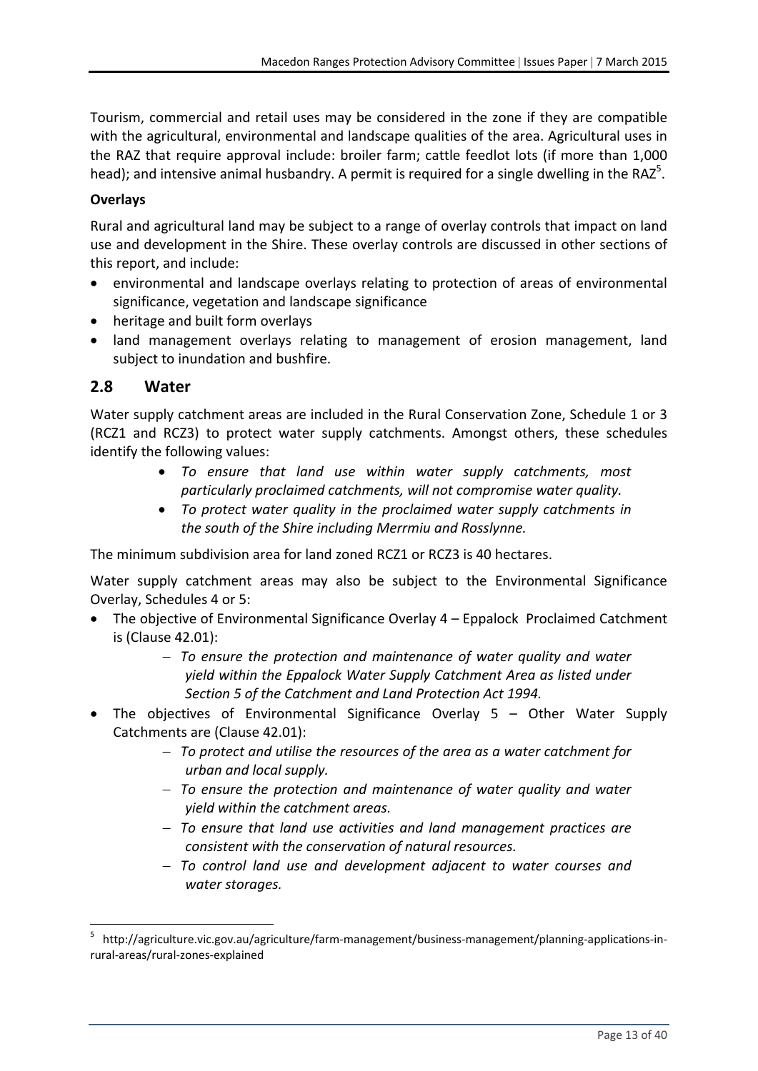Tourism, commercial and retail uses may be considered in the zone if they are compatible with the agricultural, environmental and landscape qualities of the area. Agricultural uses in the RAZ that require approval include: broiler farm; cattle feedlot lots (if more than 1,000 head); and intensive animal husbandry. A permit is required for a single dwelling in the RAZ[5].

**Overlays**

Rural and agricultural land may be subject to a range of overlay controls that impact on land use and development in the Shire. These overlay controls are discussed in other sections of this report, and include:

- environmental and landscape overlays relating to protection of areas of environmental significance, vegetation and landscape significance
- heritage and built form overlays
- land management overlays relating to management of erosion management, land subject to inundation and bushfire.

## 2.8 Water

Water supply catchment areas are included in the Rural Conservation Zone, Schedule 1 or 3 (RCZ1 and RCZ3) to protect water supply catchments. Amongst others, these schedules identify the following values:

- *To ensure that land use within water supply catchments, most particularly proclaimed catchments, will not compromise water quality.*
- *To protect water quality in the proclaimed water supply catchments in the south of the Shire including Merrmiu and Rosslynne.*

The minimum subdivision area for land zoned RCZ1 or RCZ3 is 40 hectares.

Water supply catchment areas may also be subject to the Environmental Significance Overlay, Schedules 4 or 5:

- The objective of Environmental Significance Overlay 4 – Eppalock Proclaimed Catchment is (Clause 42.01):
  - *To ensure the protection and maintenance of water quality and water yield within the Eppalock Water Supply Catchment Area as listed under Section 5 of the Catchment and Land Protection Act 1994.*
- The objectives of Environmental Significance Overlay 5 – Other Water Supply Catchments are (Clause 42.01):
  - *To protect and utilise the resources of the area as a water catchment for urban and local supply.*
  - *To ensure the protection and maintenance of water quality and water yield within the catchment areas.*
  - *To ensure that land use activities and land management practices are consistent with the conservation of natural resources.*
  - *To control land use and development adjacent to water courses and water storages.*

[5] http://agriculture.vic.gov.au/agriculture/farm-management/business-management/planning-applications-in-rural-areas/rural-zones-explained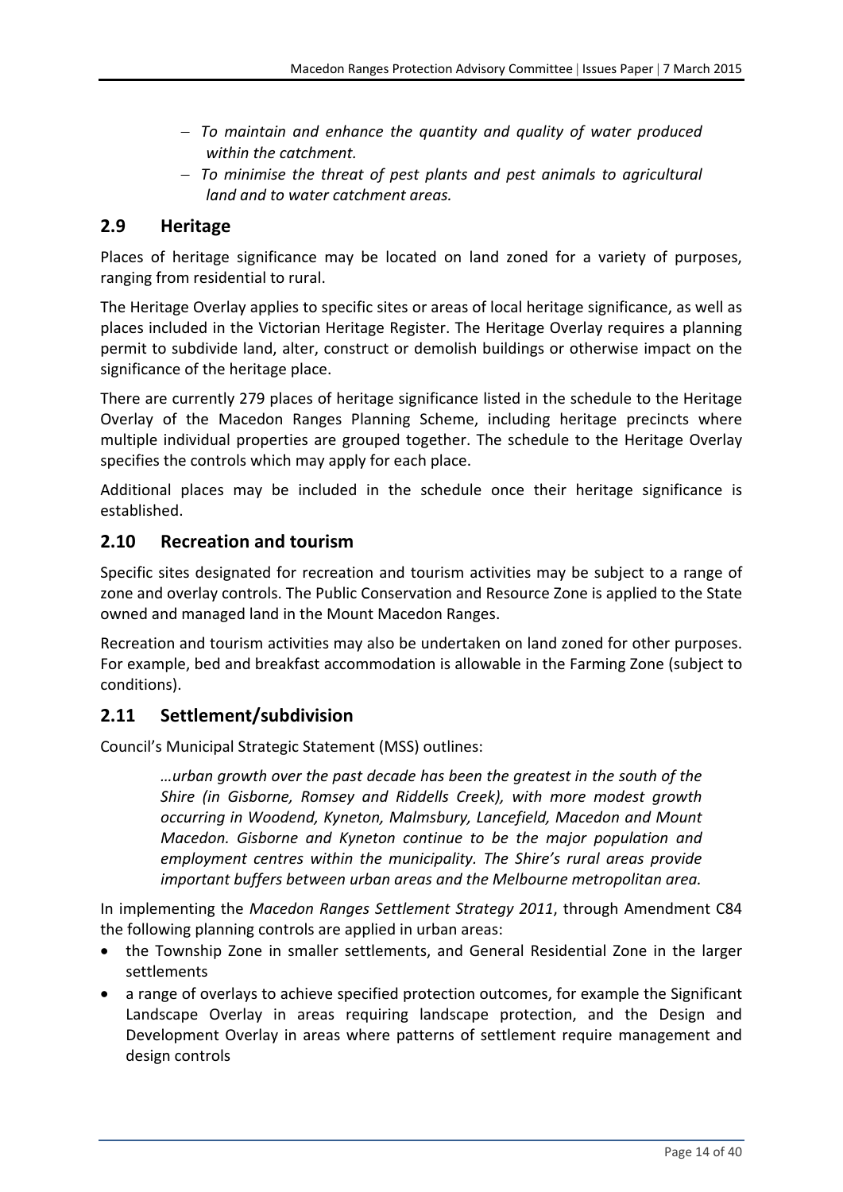- *To maintain and enhance the quantity and quality of water produced within the catchment.*
- *To minimise the threat of pest plants and pest animals to agricultural land and to water catchment areas.*

## 2.9 Heritage

Places of heritage significance may be located on land zoned for a variety of purposes, ranging from residential to rural.

The Heritage Overlay applies to specific sites or areas of local heritage significance, as well as places included in the Victorian Heritage Register. The Heritage Overlay requires a planning permit to subdivide land, alter, construct or demolish buildings or otherwise impact on the significance of the heritage place.

There are currently 279 places of heritage significance listed in the schedule to the Heritage Overlay of the Macedon Ranges Planning Scheme, including heritage precincts where multiple individual properties are grouped together. The schedule to the Heritage Overlay specifies the controls which may apply for each place.

Additional places may be included in the schedule once their heritage significance is established.

## 2.10 Recreation and tourism

Specific sites designated for recreation and tourism activities may be subject to a range of zone and overlay controls. The Public Conservation and Resource Zone is applied to the State owned and managed land in the Mount Macedon Ranges.

Recreation and tourism activities may also be undertaken on land zoned for other purposes. For example, bed and breakfast accommodation is allowable in the Farming Zone (subject to conditions).

## 2.11 Settlement/subdivision

Council's Municipal Strategic Statement (MSS) outlines:

> *…urban growth over the past decade has been the greatest in the south of the Shire (in Gisborne, Romsey and Riddells Creek), with more modest growth occurring in Woodend, Kyneton, Malmsbury, Lancefield, Macedon and Mount Macedon. Gisborne and Kyneton continue to be the major population and employment centres within the municipality. The Shire's rural areas provide important buffers between urban areas and the Melbourne metropolitan area.*

In implementing the *Macedon Ranges Settlement Strategy 2011*, through Amendment C84 the following planning controls are applied in urban areas:

- the Township Zone in smaller settlements, and General Residential Zone in the larger settlements
- a range of overlays to achieve specified protection outcomes, for example the Significant Landscape Overlay in areas requiring landscape protection, and the Design and Development Overlay in areas where patterns of settlement require management and design controls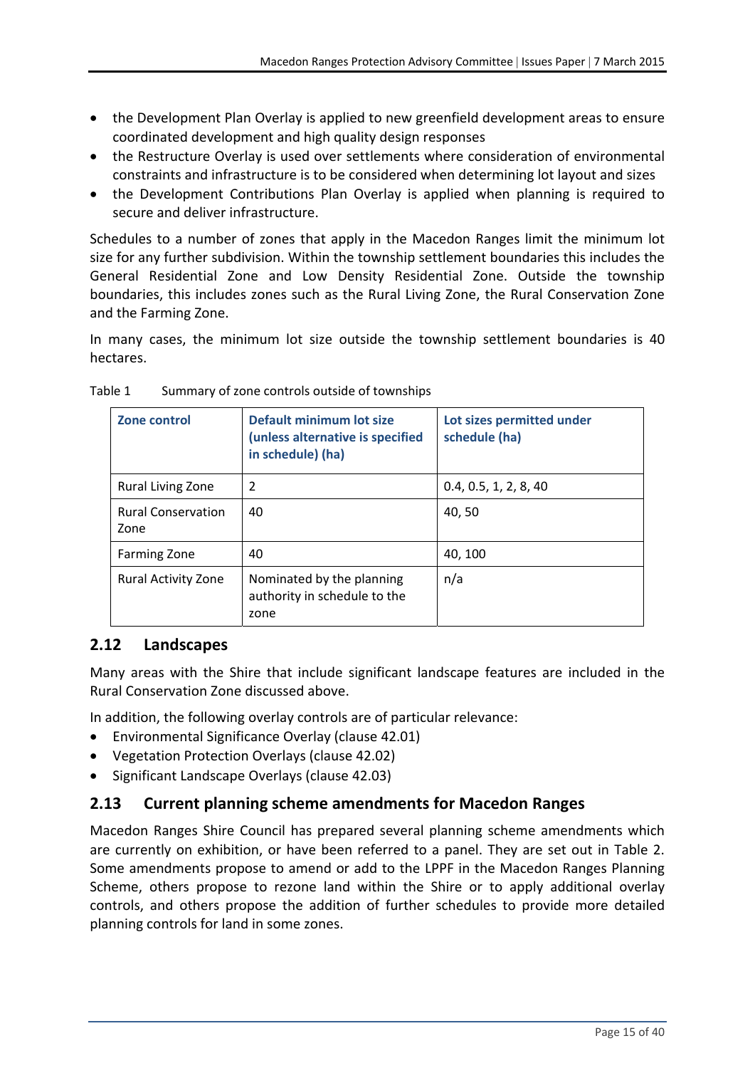- the Development Plan Overlay is applied to new greenfield development areas to ensure coordinated development and high quality design responses
- the Restructure Overlay is used over settlements where consideration of environmental constraints and infrastructure is to be considered when determining lot layout and sizes
- the Development Contributions Plan Overlay is applied when planning is required to secure and deliver infrastructure.

Schedules to a number of zones that apply in the Macedon Ranges limit the minimum lot size for any further subdivision. Within the township settlement boundaries this includes the General Residential Zone and Low Density Residential Zone. Outside the township boundaries, this includes zones such as the Rural Living Zone, the Rural Conservation Zone and the Farming Zone.

In many cases, the minimum lot size outside the township settlement boundaries is 40 hectares.

Table 1 Summary of zone controls outside of townships

| Zone control | Default minimum lot size (unless alternative is specified in schedule) (ha) | Lot sizes permitted under schedule (ha) |
|---|---|---|
| Rural Living Zone | 2 | 0.4, 0.5, 1, 2, 8, 40 |
| Rural Conservation Zone | 40 | 40, 50 |
| Farming Zone | 40 | 40, 100 |
| Rural Activity Zone | Nominated by the planning authority in schedule to the zone | n/a |

## 2.12 Landscapes

Many areas with the Shire that include significant landscape features are included in the Rural Conservation Zone discussed above.

In addition, the following overlay controls are of particular relevance:

- Environmental Significance Overlay (clause 42.01)
- Vegetation Protection Overlays (clause 42.02)
- Significant Landscape Overlays (clause 42.03)

## 2.13 Current planning scheme amendments for Macedon Ranges

Macedon Ranges Shire Council has prepared several planning scheme amendments which are currently on exhibition, or have been referred to a panel. They are set out in Table 2. Some amendments propose to amend or add to the LPPF in the Macedon Ranges Planning Scheme, others propose to rezone land within the Shire or to apply additional overlay controls, and others propose the addition of further schedules to provide more detailed planning controls for land in some zones.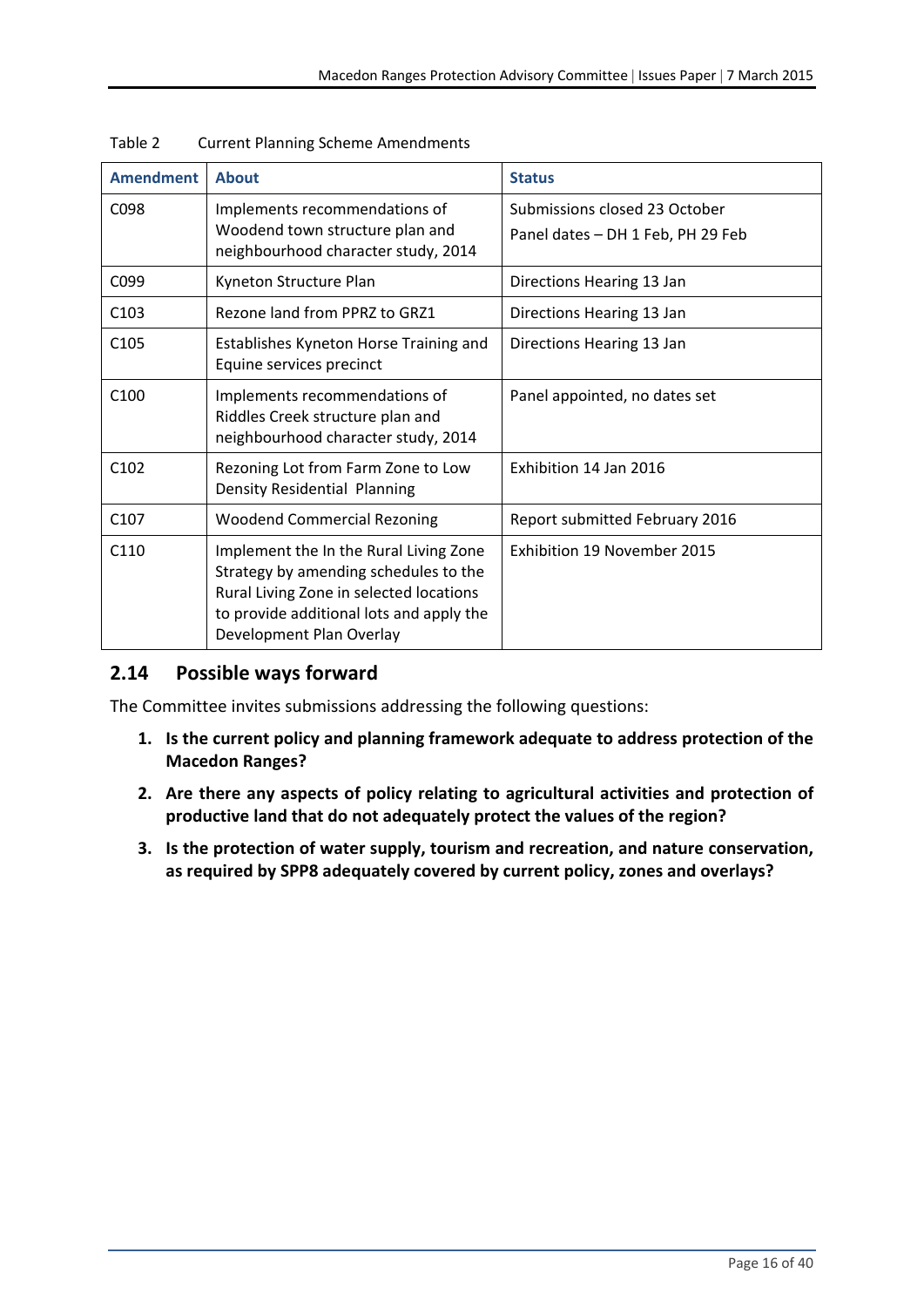Table 2 Current Planning Scheme Amendments

| Amendment | About | Status |
| --- | --- | --- |
| C098 | Implements recommendations of Woodend town structure plan and neighbourhood character study, 2014 | Submissions closed 23 October<br>Panel dates – DH 1 Feb, PH 29 Feb |
| C099 | Kyneton Structure Plan | Directions Hearing 13 Jan |
| C103 | Rezone land from PPRZ to GRZ1 | Directions Hearing 13 Jan |
| C105 | Establishes Kyneton Horse Training and Equine services precinct | Directions Hearing 13 Jan |
| C100 | Implements recommendations of Riddles Creek structure plan and neighbourhood character study, 2014 | Panel appointed, no dates set |
| C102 | Rezoning Lot from Farm Zone to Low Density Residential Planning | Exhibition 14 Jan 2016 |
| C107 | Woodend Commercial Rezoning | Report submitted February 2016 |
| C110 | Implement the In the Rural Living Zone Strategy by amending schedules to the Rural Living Zone in selected locations to provide additional lots and apply the Development Plan Overlay | Exhibition 19 November 2015 |

## 2.14 Possible ways forward

The Committee invites submissions addressing the following questions:

1. **Is the current policy and planning framework adequate to address protection of the Macedon Ranges?**
2. **Are there any aspects of policy relating to agricultural activities and protection of productive land that do not adequately protect the values of the region?**
3. **Is the protection of water supply, tourism and recreation, and nature conservation, as required by SPP8 adequately covered by current policy, zones and overlays?**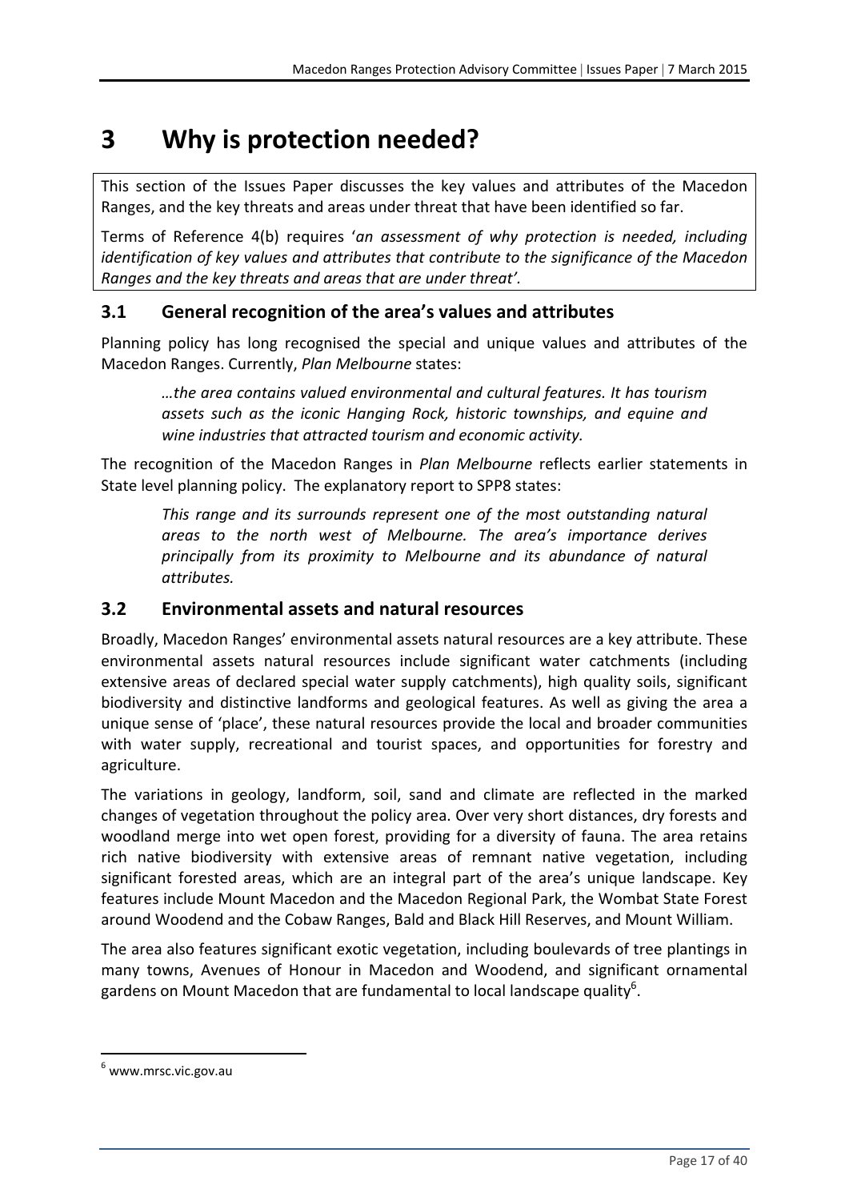# 3 Why is protection needed?

This section of the Issues Paper discusses the key values and attributes of the Macedon Ranges, and the key threats and areas under threat that have been identified so far.

Terms of Reference 4(b) requires '*an assessment of why protection is needed, including identification of key values and attributes that contribute to the significance of the Macedon Ranges and the key threats and areas that are under threat'.*

## 3.1 General recognition of the area's values and attributes

Planning policy has long recognised the special and unique values and attributes of the Macedon Ranges. Currently, *Plan Melbourne* states:

> *…the area contains valued environmental and cultural features. It has tourism assets such as the iconic Hanging Rock, historic townships, and equine and wine industries that attracted tourism and economic activity.*

The recognition of the Macedon Ranges in *Plan Melbourne* reflects earlier statements in State level planning policy. The explanatory report to SPP8 states:

> *This range and its surrounds represent one of the most outstanding natural areas to the north west of Melbourne. The area's importance derives principally from its proximity to Melbourne and its abundance of natural attributes.*

## 3.2 Environmental assets and natural resources

Broadly, Macedon Ranges' environmental assets natural resources are a key attribute. These environmental assets natural resources include significant water catchments (including extensive areas of declared special water supply catchments), high quality soils, significant biodiversity and distinctive landforms and geological features. As well as giving the area a unique sense of 'place', these natural resources provide the local and broader communities with water supply, recreational and tourist spaces, and opportunities for forestry and agriculture.

The variations in geology, landform, soil, sand and climate are reflected in the marked changes of vegetation throughout the policy area. Over very short distances, dry forests and woodland merge into wet open forest, providing for a diversity of fauna. The area retains rich native biodiversity with extensive areas of remnant native vegetation, including significant forested areas, which are an integral part of the area's unique landscape. Key features include Mount Macedon and the Macedon Regional Park, the Wombat State Forest around Woodend and the Cobaw Ranges, Bald and Black Hill Reserves, and Mount William.

The area also features significant exotic vegetation, including boulevards of tree plantings in many towns, Avenues of Honour in Macedon and Woodend, and significant ornamental gardens on Mount Macedon that are fundamental to local landscape quality[6].

[6] www.mrsc.vic.gov.au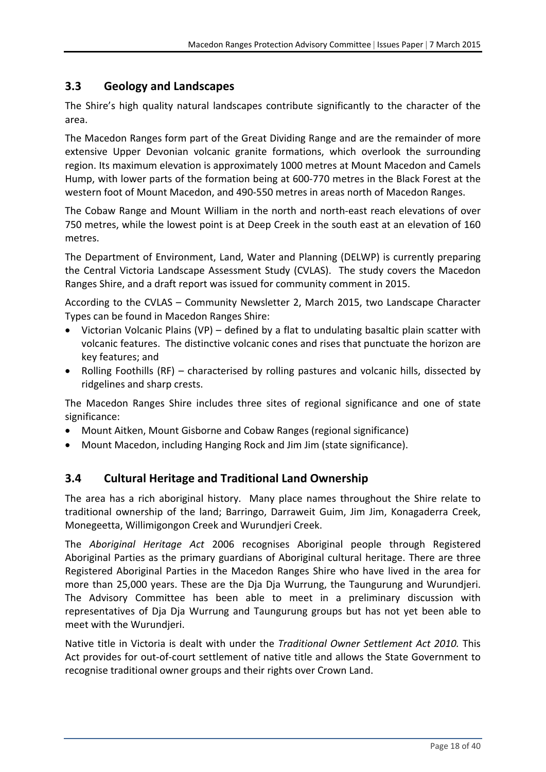## 3.3 Geology and Landscapes

The Shire's high quality natural landscapes contribute significantly to the character of the area.

The Macedon Ranges form part of the Great Dividing Range and are the remainder of more extensive Upper Devonian volcanic granite formations, which overlook the surrounding region. Its maximum elevation is approximately 1000 metres at Mount Macedon and Camels Hump, with lower parts of the formation being at 600-770 metres in the Black Forest at the western foot of Mount Macedon, and 490-550 metres in areas north of Macedon Ranges.

The Cobaw Range and Mount William in the north and north-east reach elevations of over 750 metres, while the lowest point is at Deep Creek in the south east at an elevation of 160 metres.

The Department of Environment, Land, Water and Planning (DELWP) is currently preparing the Central Victoria Landscape Assessment Study (CVLAS). The study covers the Macedon Ranges Shire, and a draft report was issued for community comment in 2015.

According to the CVLAS – Community Newsletter 2, March 2015, two Landscape Character Types can be found in Macedon Ranges Shire:

- Victorian Volcanic Plains (VP) – defined by a flat to undulating basaltic plain scatter with volcanic features. The distinctive volcanic cones and rises that punctuate the horizon are key features; and
- Rolling Foothills (RF) – characterised by rolling pastures and volcanic hills, dissected by ridgelines and sharp crests.

The Macedon Ranges Shire includes three sites of regional significance and one of state significance:

- Mount Aitken, Mount Gisborne and Cobaw Ranges (regional significance)
- Mount Macedon, including Hanging Rock and Jim Jim (state significance).

## 3.4 Cultural Heritage and Traditional Land Ownership

The area has a rich aboriginal history. Many place names throughout the Shire relate to traditional ownership of the land; Barringo, Darraweit Guim, Jim Jim, Konagaderra Creek, Monegeetta, Willimigongon Creek and Wurundjeri Creek.

The *Aboriginal Heritage Act* 2006 recognises Aboriginal people through Registered Aboriginal Parties as the primary guardians of Aboriginal cultural heritage. There are three Registered Aboriginal Parties in the Macedon Ranges Shire who have lived in the area for more than 25,000 years. These are the Dja Dja Wurrung, the Taungurung and Wurundjeri. The Advisory Committee has been able to meet in a preliminary discussion with representatives of Dja Dja Wurrung and Taungurung groups but has not yet been able to meet with the Wurundjeri.

Native title in Victoria is dealt with under the *Traditional Owner Settlement Act 2010.* This Act provides for out-of-court settlement of native title and allows the State Government to recognise traditional owner groups and their rights over Crown Land.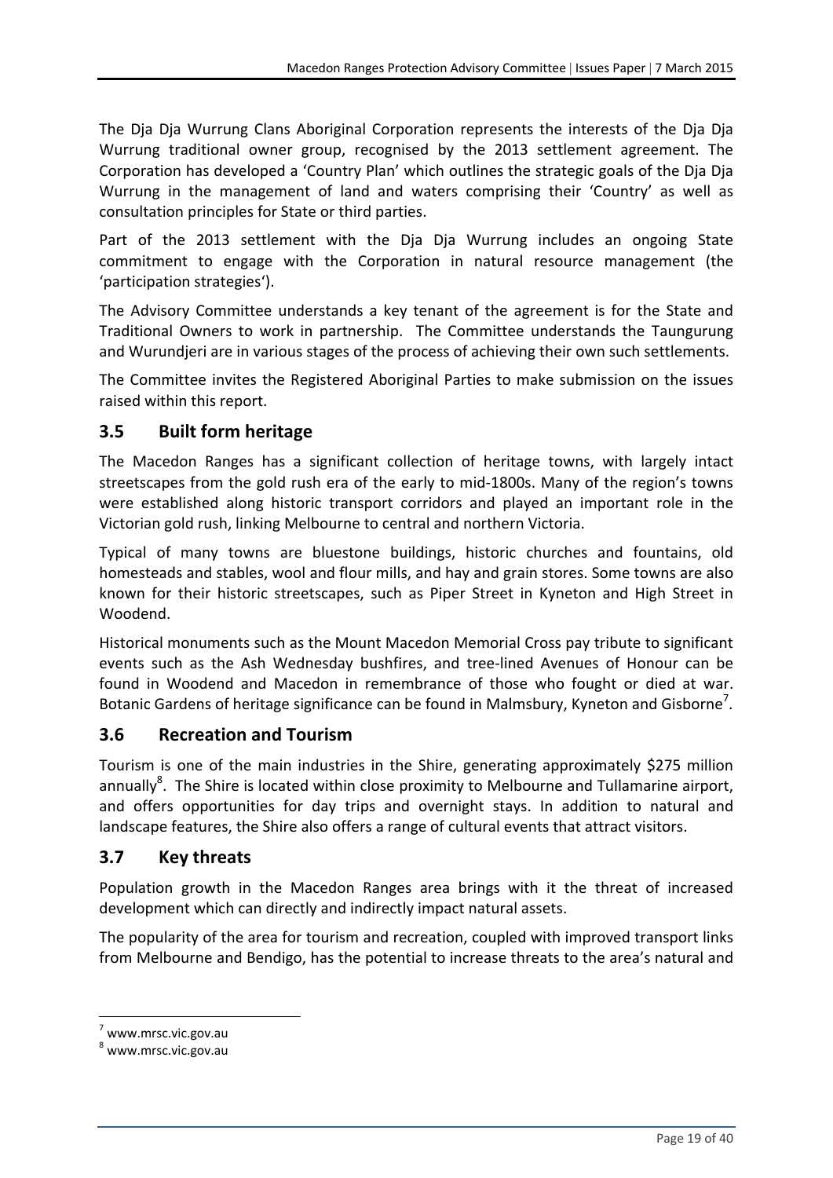The Dja Dja Wurrung Clans Aboriginal Corporation represents the interests of the Dja Dja Wurrung traditional owner group, recognised by the 2013 settlement agreement. The Corporation has developed a 'Country Plan' which outlines the strategic goals of the Dja Dja Wurrung in the management of land and waters comprising their 'Country' as well as consultation principles for State or third parties.

Part of the 2013 settlement with the Dja Dja Wurrung includes an ongoing State commitment to engage with the Corporation in natural resource management (the 'participation strategies').

The Advisory Committee understands a key tenant of the agreement is for the State and Traditional Owners to work in partnership. The Committee understands the Taungurung and Wurundjeri are in various stages of the process of achieving their own such settlements.

The Committee invites the Registered Aboriginal Parties to make submission on the issues raised within this report.

## 3.5 Built form heritage

The Macedon Ranges has a significant collection of heritage towns, with largely intact streetscapes from the gold rush era of the early to mid-1800s. Many of the region's towns were established along historic transport corridors and played an important role in the Victorian gold rush, linking Melbourne to central and northern Victoria.

Typical of many towns are bluestone buildings, historic churches and fountains, old homesteads and stables, wool and flour mills, and hay and grain stores. Some towns are also known for their historic streetscapes, such as Piper Street in Kyneton and High Street in Woodend.

Historical monuments such as the Mount Macedon Memorial Cross pay tribute to significant events such as the Ash Wednesday bushfires, and tree-lined Avenues of Honour can be found in Woodend and Macedon in remembrance of those who fought or died at war. Botanic Gardens of heritage significance can be found in Malmsbury, Kyneton and Gisborne[7].

## 3.6 Recreation and Tourism

Tourism is one of the main industries in the Shire, generating approximately $275 million annually[8]. The Shire is located within close proximity to Melbourne and Tullamarine airport, and offers opportunities for day trips and overnight stays. In addition to natural and landscape features, the Shire also offers a range of cultural events that attract visitors.

## 3.7 Key threats

Population growth in the Macedon Ranges area brings with it the threat of increased development which can directly and indirectly impact natural assets.

The popularity of the area for tourism and recreation, coupled with improved transport links from Melbourne and Bendigo, has the potential to increase threats to the area's natural and

[7] www.mrsc.vic.gov.au
[8] www.mrsc.vic.gov.au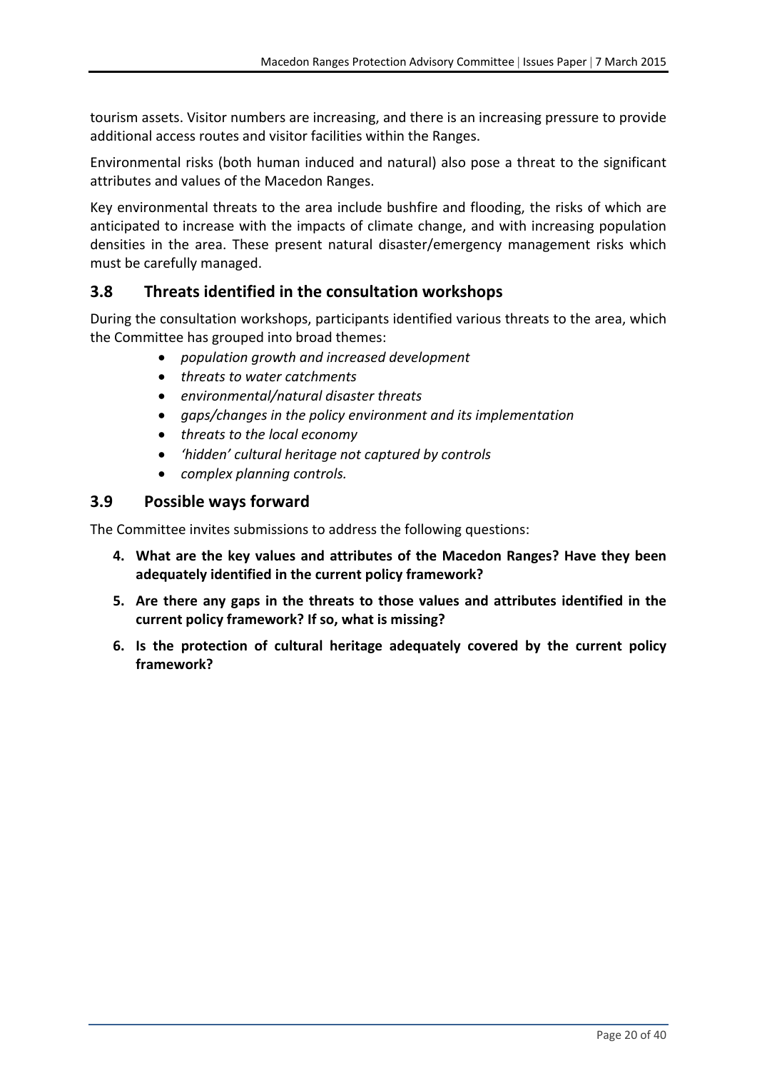tourism assets. Visitor numbers are increasing, and there is an increasing pressure to provide additional access routes and visitor facilities within the Ranges.

Environmental risks (both human induced and natural) also pose a threat to the significant attributes and values of the Macedon Ranges.

Key environmental threats to the area include bushfire and flooding, the risks of which are anticipated to increase with the impacts of climate change, and with increasing population densities in the area. These present natural disaster/emergency management risks which must be carefully managed.

## 3.8 Threats identified in the consultation workshops

During the consultation workshops, participants identified various threats to the area, which the Committee has grouped into broad themes:

- *population growth and increased development*
- *threats to water catchments*
- *environmental/natural disaster threats*
- *gaps/changes in the policy environment and its implementation*
- *threats to the local economy*
- *'hidden' cultural heritage not captured by controls*
- *complex planning controls.*

## 3.9 Possible ways forward

The Committee invites submissions to address the following questions:

4. **What are the key values and attributes of the Macedon Ranges? Have they been adequately identified in the current policy framework?**
5. **Are there any gaps in the threats to those values and attributes identified in the current policy framework? If so, what is missing?**
6. **Is the protection of cultural heritage adequately covered by the current policy framework?**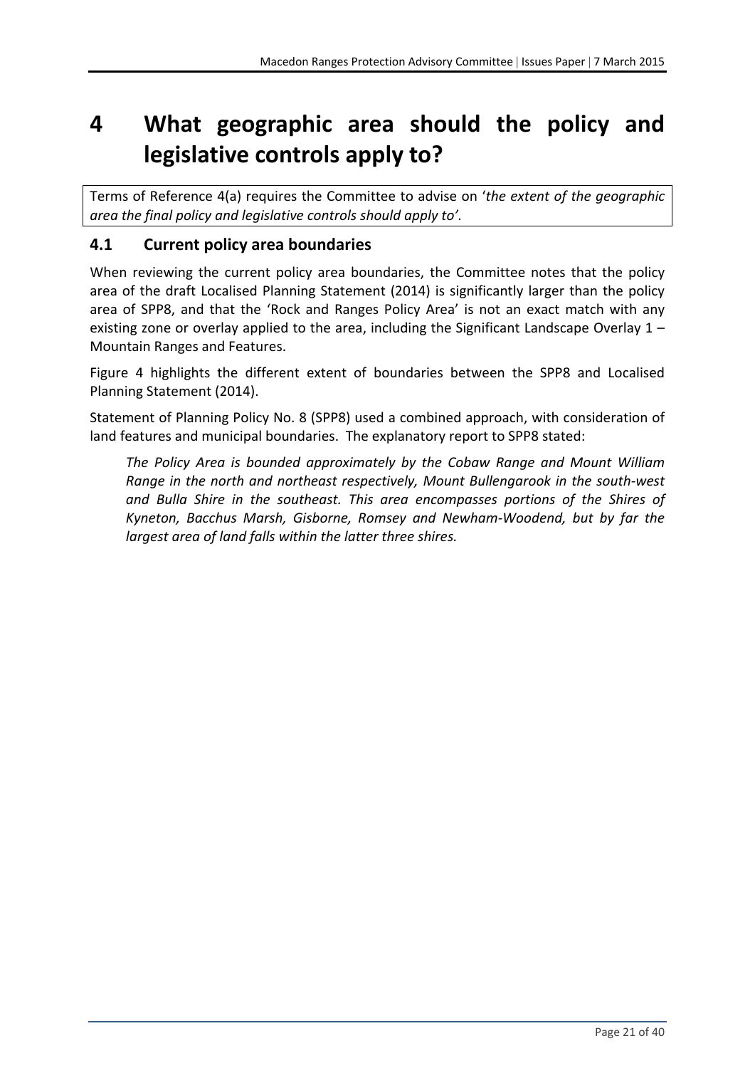# 4 What geographic area should the policy and legislative controls apply to?

Terms of Reference 4(a) requires the Committee to advise on '*the extent of the geographic area the final policy and legislative controls should apply to'*.

## 4.1 Current policy area boundaries

When reviewing the current policy area boundaries, the Committee notes that the policy area of the draft Localised Planning Statement (2014) is significantly larger than the policy area of SPP8, and that the 'Rock and Ranges Policy Area' is not an exact match with any existing zone or overlay applied to the area, including the Significant Landscape Overlay 1 – Mountain Ranges and Features.

Figure 4 highlights the different extent of boundaries between the SPP8 and Localised Planning Statement (2014).

Statement of Planning Policy No. 8 (SPP8) used a combined approach, with consideration of land features and municipal boundaries. The explanatory report to SPP8 stated:

> *The Policy Area is bounded approximately by the Cobaw Range and Mount William Range in the north and northeast respectively, Mount Bullengarook in the south-west and Bulla Shire in the southeast. This area encompasses portions of the Shires of Kyneton, Bacchus Marsh, Gisborne, Romsey and Newham-Woodend, but by far the largest area of land falls within the latter three shires.*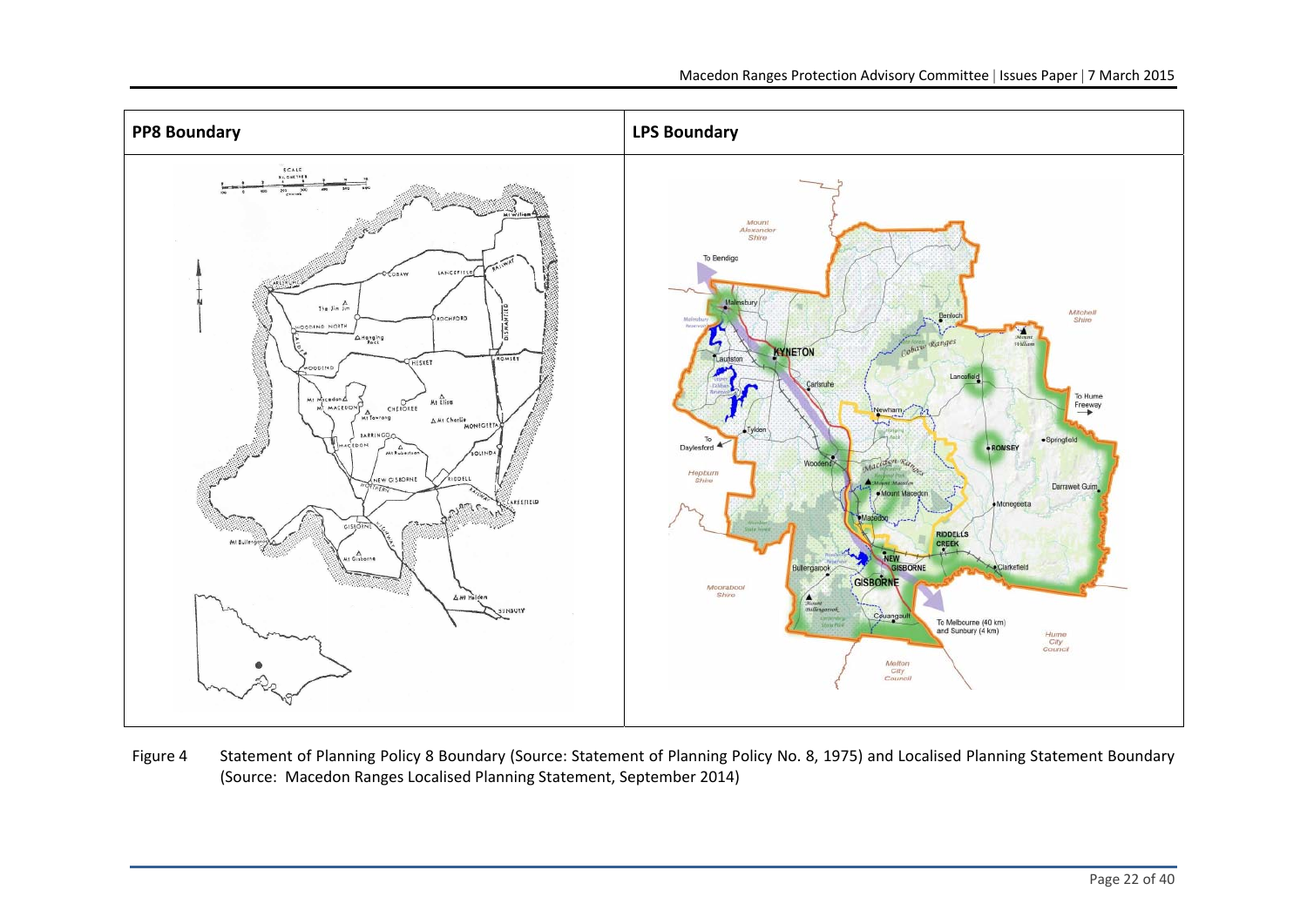| PP8 Boundary | LPS Boundary |
|---|---|
| | |

Figure 4 Statement of Planning Policy 8 Boundary (Source: Statement of Planning Policy No. 8, 1975) and Localised Planning Statement Boundary (Source: Macedon Ranges Localised Planning Statement, September 2014)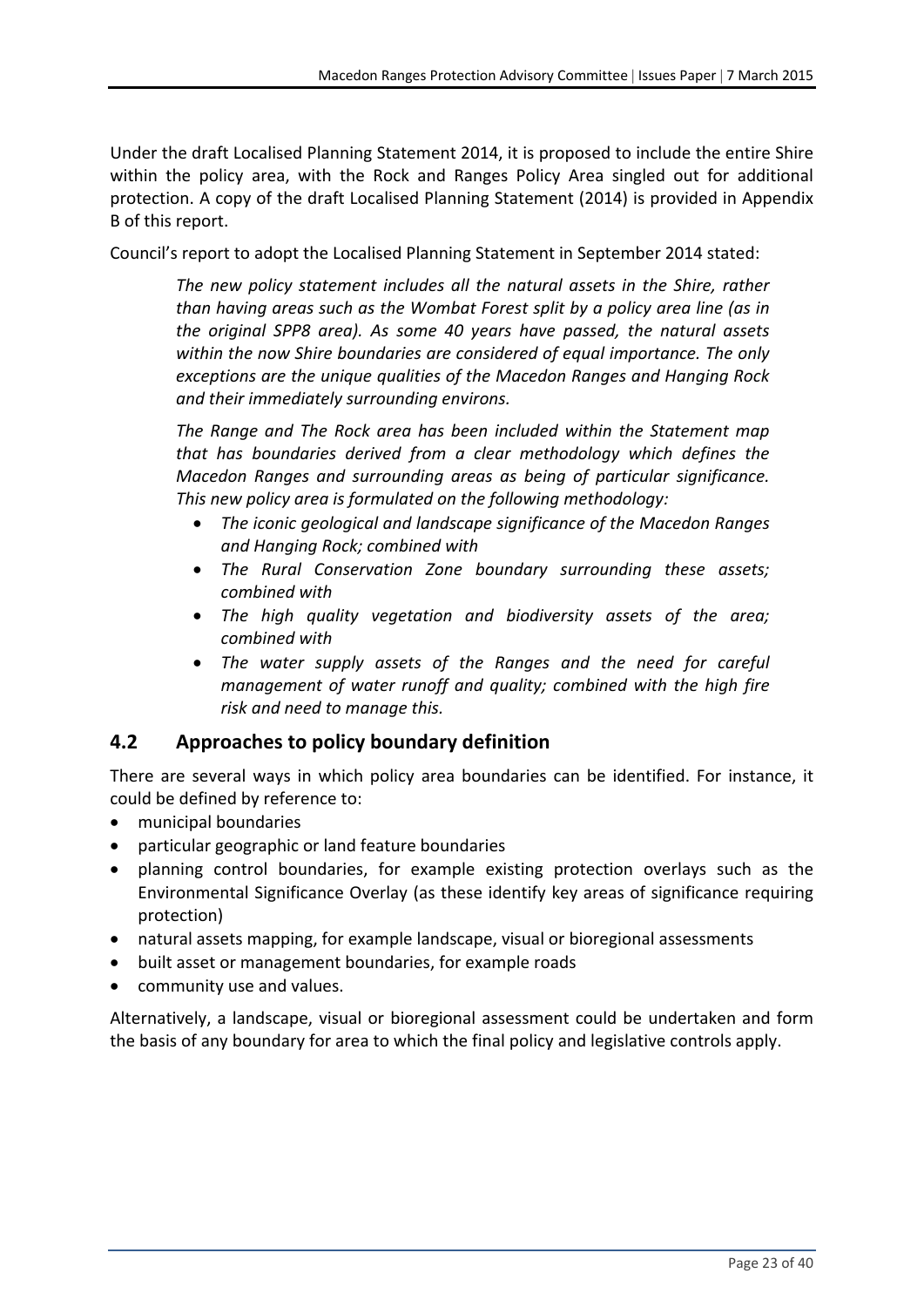Under the draft Localised Planning Statement 2014, it is proposed to include the entire Shire within the policy area, with the Rock and Ranges Policy Area singled out for additional protection. A copy of the draft Localised Planning Statement (2014) is provided in Appendix B of this report.

Council's report to adopt the Localised Planning Statement in September 2014 stated:

> *The new policy statement includes all the natural assets in the Shire, rather than having areas such as the Wombat Forest split by a policy area line (as in the original SPP8 area). As some 40 years have passed, the natural assets within the now Shire boundaries are considered of equal importance. The only exceptions are the unique qualities of the Macedon Ranges and Hanging Rock and their immediately surrounding environs.*
>
> *The Range and The Rock area has been included within the Statement map that has boundaries derived from a clear methodology which defines the Macedon Ranges and surrounding areas as being of particular significance. This new policy area is formulated on the following methodology:*
>
> - *The iconic geological and landscape significance of the Macedon Ranges and Hanging Rock; combined with*
> - *The Rural Conservation Zone boundary surrounding these assets; combined with*
> - *The high quality vegetation and biodiversity assets of the area; combined with*
> - *The water supply assets of the Ranges and the need for careful management of water runoff and quality; combined with the high fire risk and need to manage this.*

## 4.2 Approaches to policy boundary definition

There are several ways in which policy area boundaries can be identified. For instance, it could be defined by reference to:

- municipal boundaries
- particular geographic or land feature boundaries
- planning control boundaries, for example existing protection overlays such as the Environmental Significance Overlay (as these identify key areas of significance requiring protection)
- natural assets mapping, for example landscape, visual or bioregional assessments
- built asset or management boundaries, for example roads
- community use and values.

Alternatively, a landscape, visual or bioregional assessment could be undertaken and form the basis of any boundary for area to which the final policy and legislative controls apply.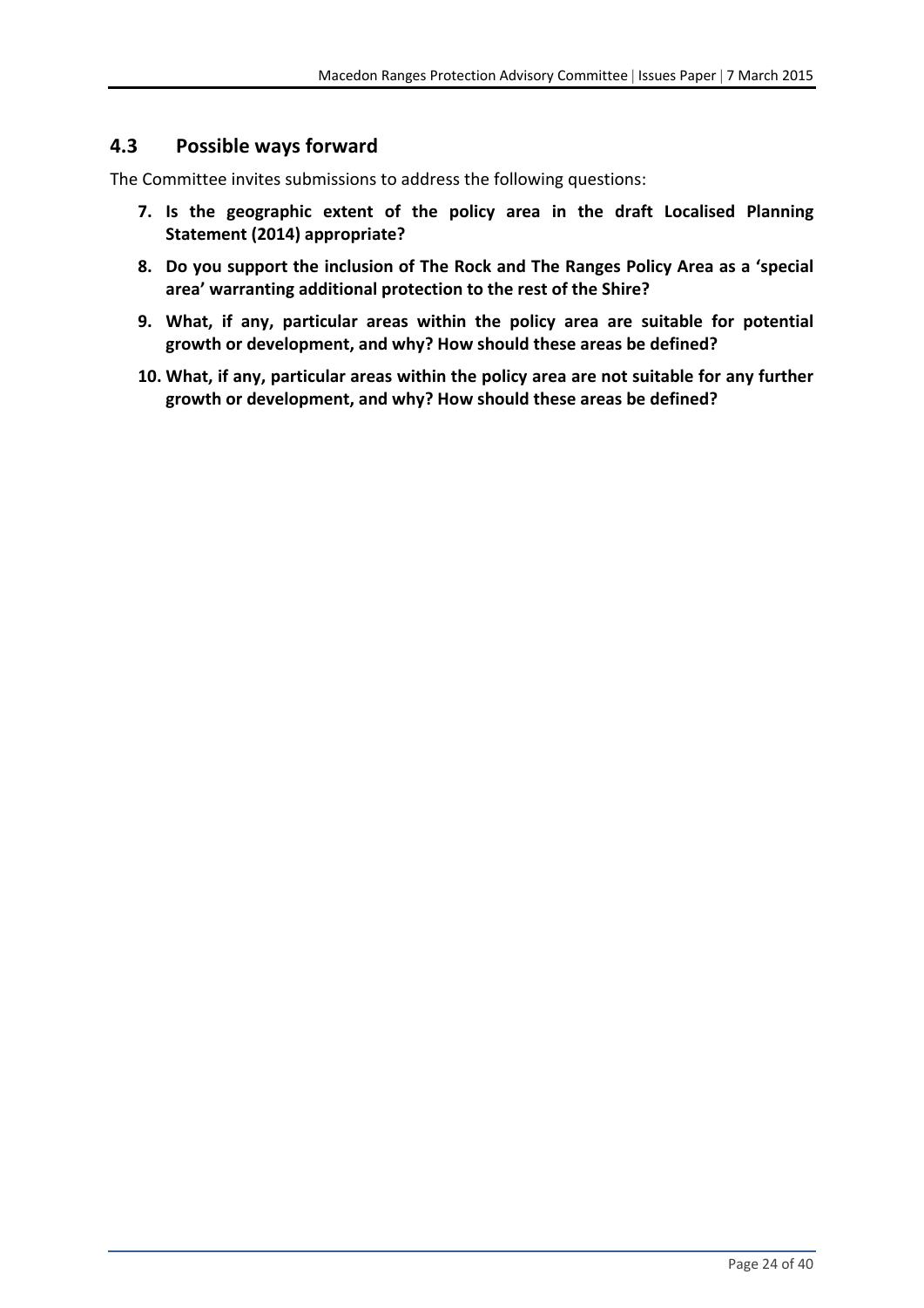## 4.3 Possible ways forward

The Committee invites submissions to address the following questions:

7. **Is the geographic extent of the policy area in the draft Localised Planning Statement (2014) appropriate?**
8. **Do you support the inclusion of The Rock and The Ranges Policy Area as a 'special area' warranting additional protection to the rest of the Shire?**
9. **What, if any, particular areas within the policy area are suitable for potential growth or development, and why? How should these areas be defined?**
10. **What, if any, particular areas within the policy area are not suitable for any further growth or development, and why? How should these areas be defined?**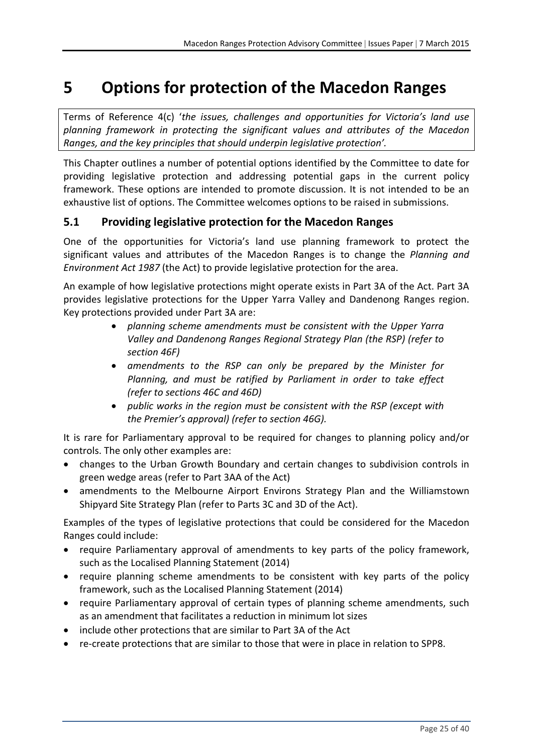# 5 Options for protection of the Macedon Ranges

Terms of Reference 4(c) '*the issues, challenges and opportunities for Victoria's land use planning framework in protecting the significant values and attributes of the Macedon Ranges, and the key principles that should underpin legislative protection'.*

This Chapter outlines a number of potential options identified by the Committee to date for providing legislative protection and addressing potential gaps in the current policy framework. These options are intended to promote discussion. It is not intended to be an exhaustive list of options. The Committee welcomes options to be raised in submissions.

## 5.1 Providing legislative protection for the Macedon Ranges

One of the opportunities for Victoria's land use planning framework to protect the significant values and attributes of the Macedon Ranges is to change the *Planning and Environment Act 1987* (the Act) to provide legislative protection for the area.

An example of how legislative protections might operate exists in Part 3A of the Act. Part 3A provides legislative protections for the Upper Yarra Valley and Dandenong Ranges region. Key protections provided under Part 3A are:

- *planning scheme amendments must be consistent with the Upper Yarra Valley and Dandenong Ranges Regional Strategy Plan (the RSP) (refer to section 46F)*
- *amendments to the RSP can only be prepared by the Minister for Planning, and must be ratified by Parliament in order to take effect (refer to sections 46C and 46D)*
- *public works in the region must be consistent with the RSP (except with the Premier's approval) (refer to section 46G).*

It is rare for Parliamentary approval to be required for changes to planning policy and/or controls. The only other examples are:

- changes to the Urban Growth Boundary and certain changes to subdivision controls in green wedge areas (refer to Part 3AA of the Act)
- amendments to the Melbourne Airport Environs Strategy Plan and the Williamstown Shipyard Site Strategy Plan (refer to Parts 3C and 3D of the Act).

Examples of the types of legislative protections that could be considered for the Macedon Ranges could include:

- require Parliamentary approval of amendments to key parts of the policy framework, such as the Localised Planning Statement (2014)
- require planning scheme amendments to be consistent with key parts of the policy framework, such as the Localised Planning Statement (2014)
- require Parliamentary approval of certain types of planning scheme amendments, such as an amendment that facilitates a reduction in minimum lot sizes
- include other protections that are similar to Part 3A of the Act
- re-create protections that are similar to those that were in place in relation to SPP8.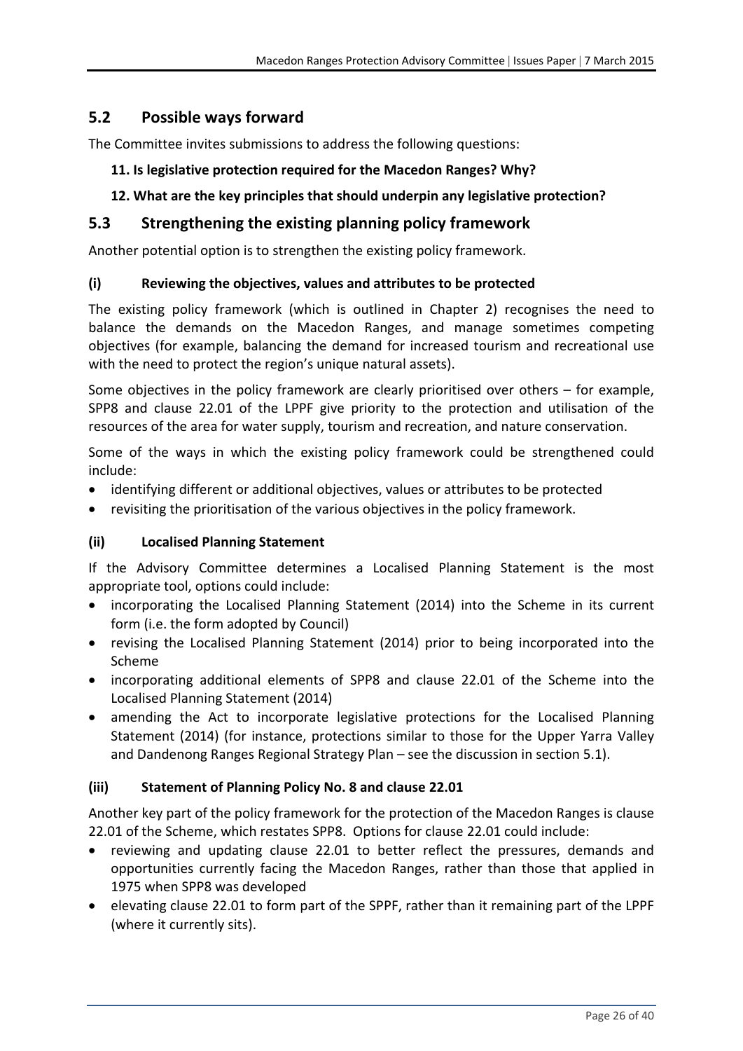## 5.2 Possible ways forward

The Committee invites submissions to address the following questions:

**11. Is legislative protection required for the Macedon Ranges? Why?**

**12. What are the key principles that should underpin any legislative protection?**

## 5.3 Strengthening the existing planning policy framework

Another potential option is to strengthen the existing policy framework.

### (i) Reviewing the objectives, values and attributes to be protected

The existing policy framework (which is outlined in Chapter 2) recognises the need to balance the demands on the Macedon Ranges, and manage sometimes competing objectives (for example, balancing the demand for increased tourism and recreational use with the need to protect the region's unique natural assets).

Some objectives in the policy framework are clearly prioritised over others – for example, SPP8 and clause 22.01 of the LPPF give priority to the protection and utilisation of the resources of the area for water supply, tourism and recreation, and nature conservation.

Some of the ways in which the existing policy framework could be strengthened could include:

- identifying different or additional objectives, values or attributes to be protected
- revisiting the prioritisation of the various objectives in the policy framework.

### (ii) Localised Planning Statement

If the Advisory Committee determines a Localised Planning Statement is the most appropriate tool, options could include:

- incorporating the Localised Planning Statement (2014) into the Scheme in its current form (i.e. the form adopted by Council)
- revising the Localised Planning Statement (2014) prior to being incorporated into the Scheme
- incorporating additional elements of SPP8 and clause 22.01 of the Scheme into the Localised Planning Statement (2014)
- amending the Act to incorporate legislative protections for the Localised Planning Statement (2014) (for instance, protections similar to those for the Upper Yarra Valley and Dandenong Ranges Regional Strategy Plan – see the discussion in section 5.1).

### (iii) Statement of Planning Policy No. 8 and clause 22.01

Another key part of the policy framework for the protection of the Macedon Ranges is clause 22.01 of the Scheme, which restates SPP8. Options for clause 22.01 could include:

- reviewing and updating clause 22.01 to better reflect the pressures, demands and opportunities currently facing the Macedon Ranges, rather than those that applied in 1975 when SPP8 was developed
- elevating clause 22.01 to form part of the SPPF, rather than it remaining part of the LPPF (where it currently sits).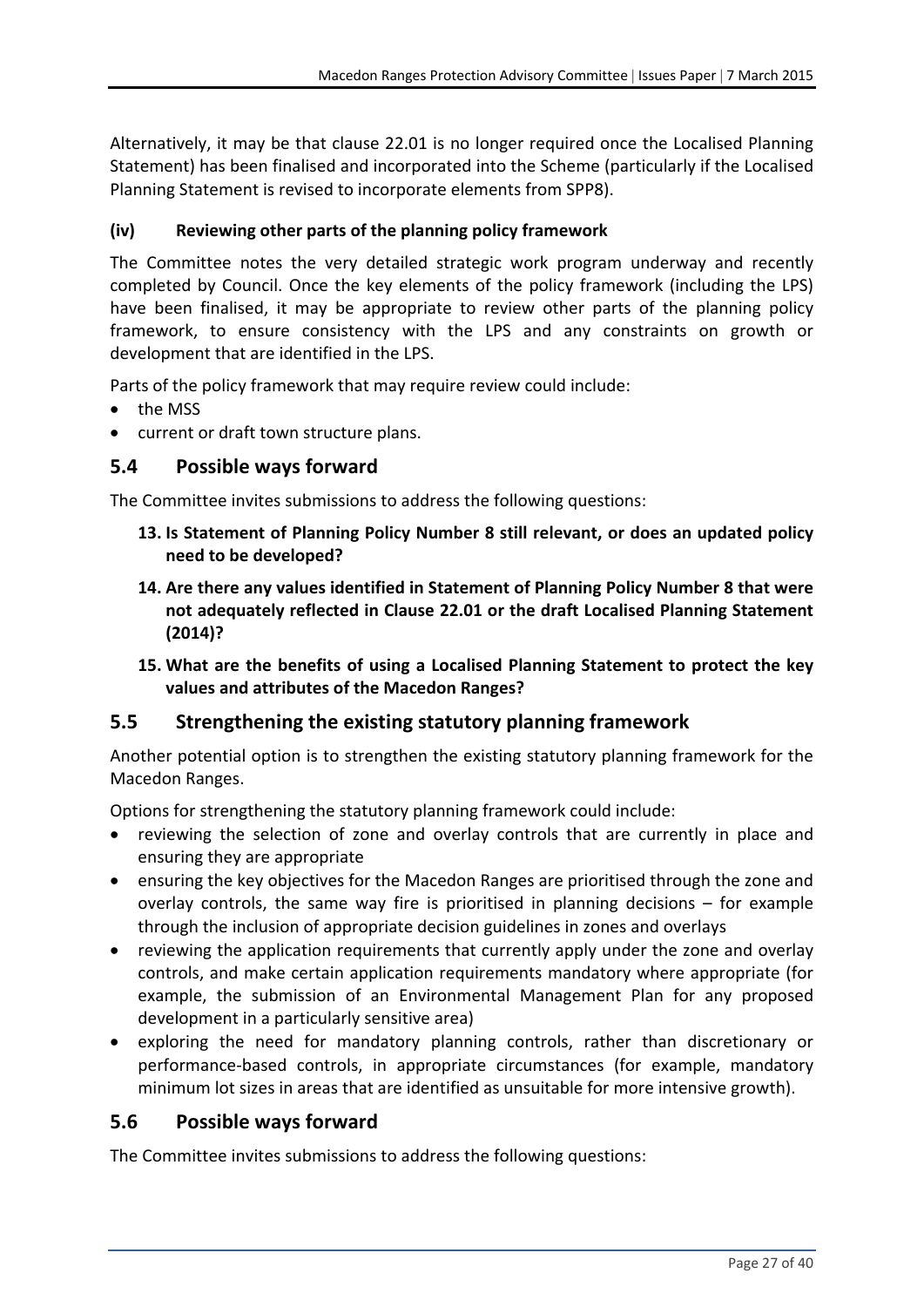Alternatively, it may be that clause 22.01 is no longer required once the Localised Planning Statement) has been finalised and incorporated into the Scheme (particularly if the Localised Planning Statement is revised to incorporate elements from SPP8).

#### (iv) Reviewing other parts of the planning policy framework

The Committee notes the very detailed strategic work program underway and recently completed by Council. Once the key elements of the policy framework (including the LPS) have been finalised, it may be appropriate to review other parts of the planning policy framework, to ensure consistency with the LPS and any constraints on growth or development that are identified in the LPS.

Parts of the policy framework that may require review could include:

- the MSS
- current or draft town structure plans.

## 5.4 Possible ways forward

The Committee invites submissions to address the following questions:

13. **Is Statement of Planning Policy Number 8 still relevant, or does an updated policy need to be developed?**
14. **Are there any values identified in Statement of Planning Policy Number 8 that were not adequately reflected in Clause 22.01 or the draft Localised Planning Statement (2014)?**
15. **What are the benefits of using a Localised Planning Statement to protect the key values and attributes of the Macedon Ranges?**

## 5.5 Strengthening the existing statutory planning framework

Another potential option is to strengthen the existing statutory planning framework for the Macedon Ranges.

Options for strengthening the statutory planning framework could include:

- reviewing the selection of zone and overlay controls that are currently in place and ensuring they are appropriate
- ensuring the key objectives for the Macedon Ranges are prioritised through the zone and overlay controls, the same way fire is prioritised in planning decisions – for example through the inclusion of appropriate decision guidelines in zones and overlays
- reviewing the application requirements that currently apply under the zone and overlay controls, and make certain application requirements mandatory where appropriate (for example, the submission of an Environmental Management Plan for any proposed development in a particularly sensitive area)
- exploring the need for mandatory planning controls, rather than discretionary or performance-based controls, in appropriate circumstances (for example, mandatory minimum lot sizes in areas that are identified as unsuitable for more intensive growth).

## 5.6 Possible ways forward

The Committee invites submissions to address the following questions: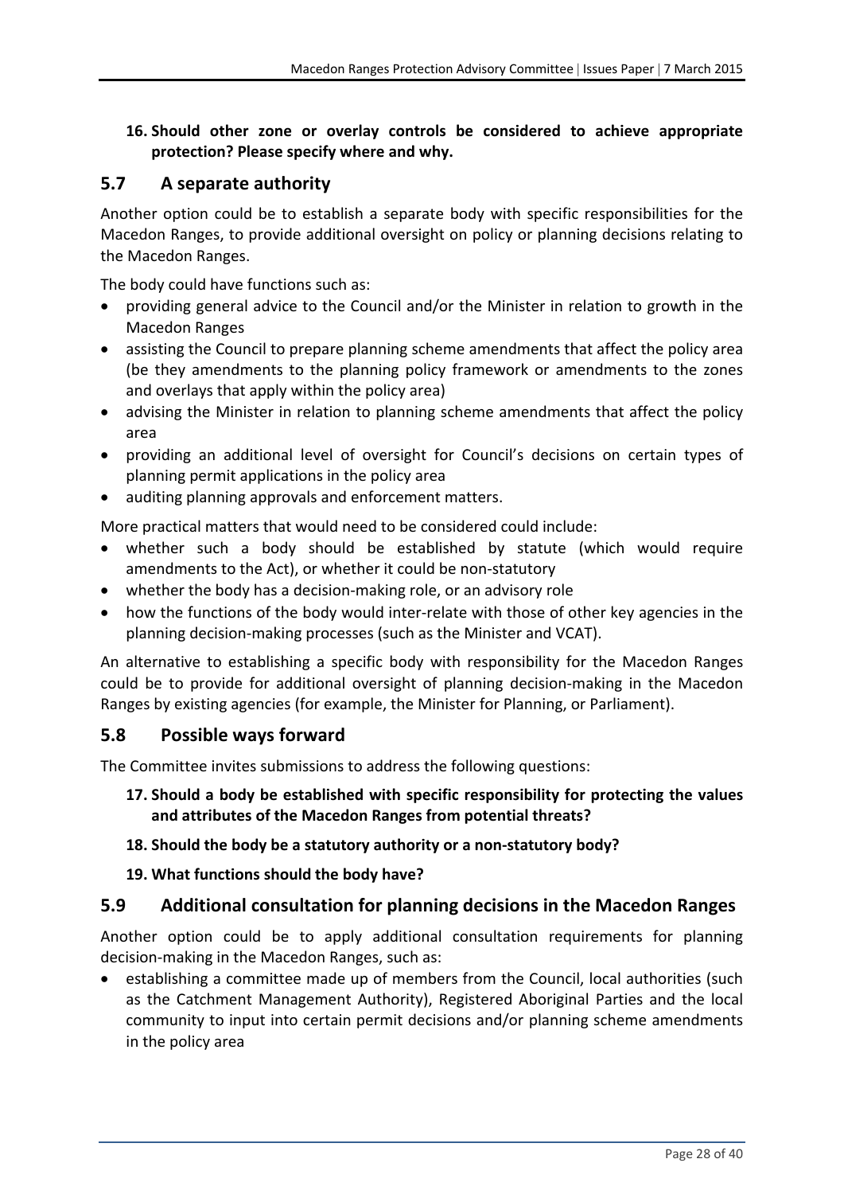**16. Should other zone or overlay controls be considered to achieve appropriate protection? Please specify where and why.**

## 5.7 A separate authority

Another option could be to establish a separate body with specific responsibilities for the Macedon Ranges, to provide additional oversight on policy or planning decisions relating to the Macedon Ranges.

The body could have functions such as:

- providing general advice to the Council and/or the Minister in relation to growth in the Macedon Ranges
- assisting the Council to prepare planning scheme amendments that affect the policy area (be they amendments to the planning policy framework or amendments to the zones and overlays that apply within the policy area)
- advising the Minister in relation to planning scheme amendments that affect the policy area
- providing an additional level of oversight for Council's decisions on certain types of planning permit applications in the policy area
- auditing planning approvals and enforcement matters.

More practical matters that would need to be considered could include:

- whether such a body should be established by statute (which would require amendments to the Act), or whether it could be non-statutory
- whether the body has a decision-making role, or an advisory role
- how the functions of the body would inter-relate with those of other key agencies in the planning decision-making processes (such as the Minister and VCAT).

An alternative to establishing a specific body with responsibility for the Macedon Ranges could be to provide for additional oversight of planning decision-making in the Macedon Ranges by existing agencies (for example, the Minister for Planning, or Parliament).

## 5.8 Possible ways forward

The Committee invites submissions to address the following questions:

**17. Should a body be established with specific responsibility for protecting the values and attributes of the Macedon Ranges from potential threats?**

**18. Should the body be a statutory authority or a non-statutory body?**

**19. What functions should the body have?**

## 5.9 Additional consultation for planning decisions in the Macedon Ranges

Another option could be to apply additional consultation requirements for planning decision-making in the Macedon Ranges, such as:

- establishing a committee made up of members from the Council, local authorities (such as the Catchment Management Authority), Registered Aboriginal Parties and the local community to input into certain permit decisions and/or planning scheme amendments in the policy area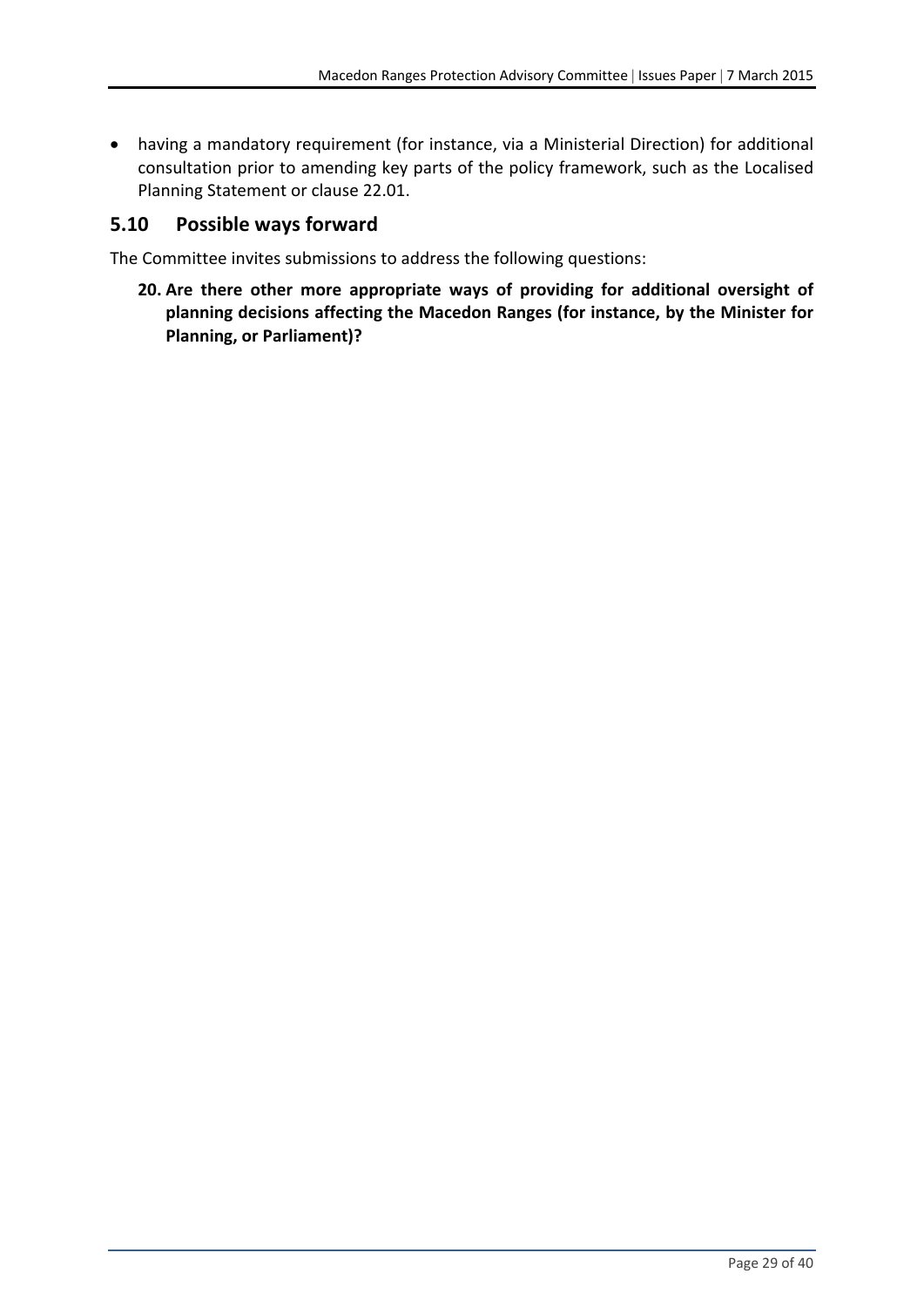- having a mandatory requirement (for instance, via a Ministerial Direction) for additional consultation prior to amending key parts of the policy framework, such as the Localised Planning Statement or clause 22.01.

## 5.10 Possible ways forward

The Committee invites submissions to address the following questions:

20. **Are there other more appropriate ways of providing for additional oversight of planning decisions affecting the Macedon Ranges (for instance, by the Minister for Planning, or Parliament)?**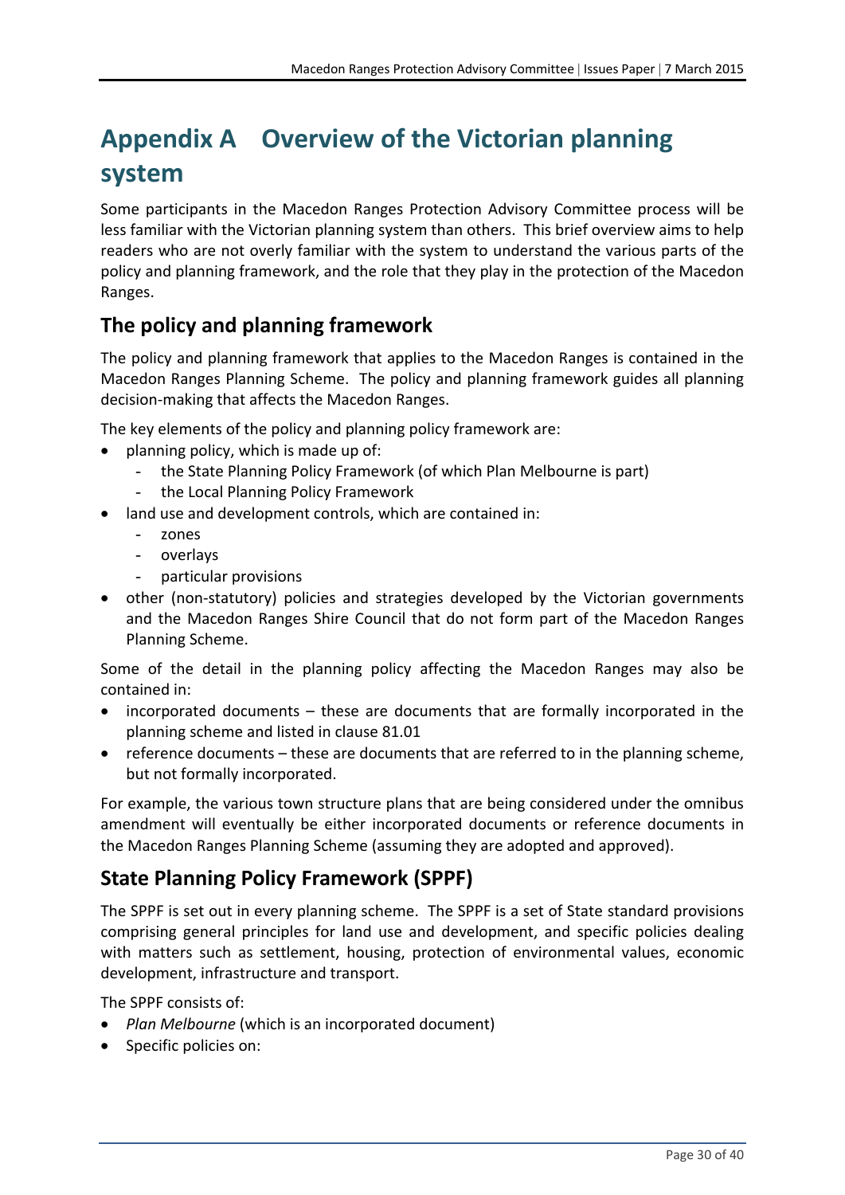# Appendix A Overview of the Victorian planning system

Some participants in the Macedon Ranges Protection Advisory Committee process will be less familiar with the Victorian planning system than others. This brief overview aims to help readers who are not overly familiar with the system to understand the various parts of the policy and planning framework, and the role that they play in the protection of the Macedon Ranges.

## The policy and planning framework

The policy and planning framework that applies to the Macedon Ranges is contained in the Macedon Ranges Planning Scheme. The policy and planning framework guides all planning decision-making that affects the Macedon Ranges.

The key elements of the policy and planning policy framework are:

- planning policy, which is made up of:
  - the State Planning Policy Framework (of which Plan Melbourne is part)
  - the Local Planning Policy Framework
- land use and development controls, which are contained in:
  - zones
  - overlays
  - particular provisions
- other (non-statutory) policies and strategies developed by the Victorian governments and the Macedon Ranges Shire Council that do not form part of the Macedon Ranges Planning Scheme.

Some of the detail in the planning policy affecting the Macedon Ranges may also be contained in:

- incorporated documents – these are documents that are formally incorporated in the planning scheme and listed in clause 81.01
- reference documents – these are documents that are referred to in the planning scheme, but not formally incorporated.

For example, the various town structure plans that are being considered under the omnibus amendment will eventually be either incorporated documents or reference documents in the Macedon Ranges Planning Scheme (assuming they are adopted and approved).

## State Planning Policy Framework (SPPF)

The SPPF is set out in every planning scheme. The SPPF is a set of State standard provisions comprising general principles for land use and development, and specific policies dealing with matters such as settlement, housing, protection of environmental values, economic development, infrastructure and transport.

The SPPF consists of:

- *Plan Melbourne* (which is an incorporated document)
- Specific policies on: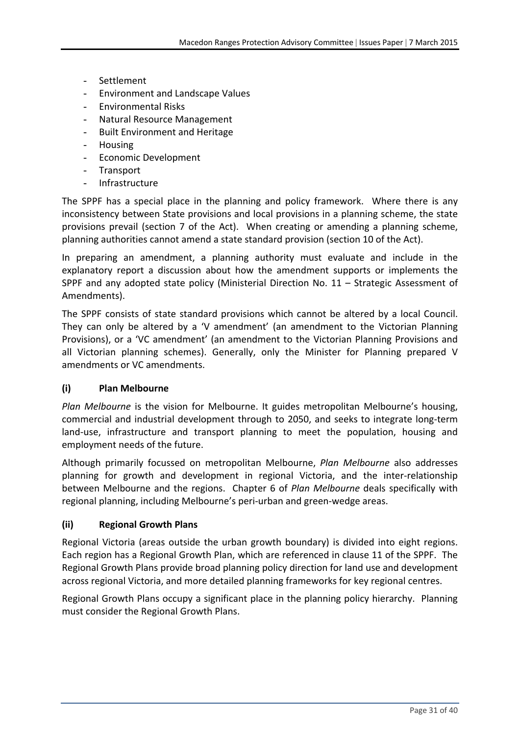- Settlement
- Environment and Landscape Values
- Environmental Risks
- Natural Resource Management
- Built Environment and Heritage
- Housing
- Economic Development
- Transport
- Infrastructure

The SPPF has a special place in the planning and policy framework. Where there is any inconsistency between State provisions and local provisions in a planning scheme, the state provisions prevail (section 7 of the Act). When creating or amending a planning scheme, planning authorities cannot amend a state standard provision (section 10 of the Act).

In preparing an amendment, a planning authority must evaluate and include in the explanatory report a discussion about how the amendment supports or implements the SPPF and any adopted state policy (Ministerial Direction No. 11 – Strategic Assessment of Amendments).

The SPPF consists of state standard provisions which cannot be altered by a local Council. They can only be altered by a 'V amendment' (an amendment to the Victorian Planning Provisions), or a 'VC amendment' (an amendment to the Victorian Planning Provisions and all Victorian planning schemes). Generally, only the Minister for Planning prepared V amendments or VC amendments.

### (i) Plan Melbourne

*Plan Melbourne* is the vision for Melbourne. It guides metropolitan Melbourne's housing, commercial and industrial development through to 2050, and seeks to integrate long-term land-use, infrastructure and transport planning to meet the population, housing and employment needs of the future.

Although primarily focussed on metropolitan Melbourne, *Plan Melbourne* also addresses planning for growth and development in regional Victoria, and the inter-relationship between Melbourne and the regions. Chapter 6 of *Plan Melbourne* deals specifically with regional planning, including Melbourne's peri-urban and green-wedge areas.

### (ii) Regional Growth Plans

Regional Victoria (areas outside the urban growth boundary) is divided into eight regions. Each region has a Regional Growth Plan, which are referenced in clause 11 of the SPPF. The Regional Growth Plans provide broad planning policy direction for land use and development across regional Victoria, and more detailed planning frameworks for key regional centres.

Regional Growth Plans occupy a significant place in the planning policy hierarchy. Planning must consider the Regional Growth Plans.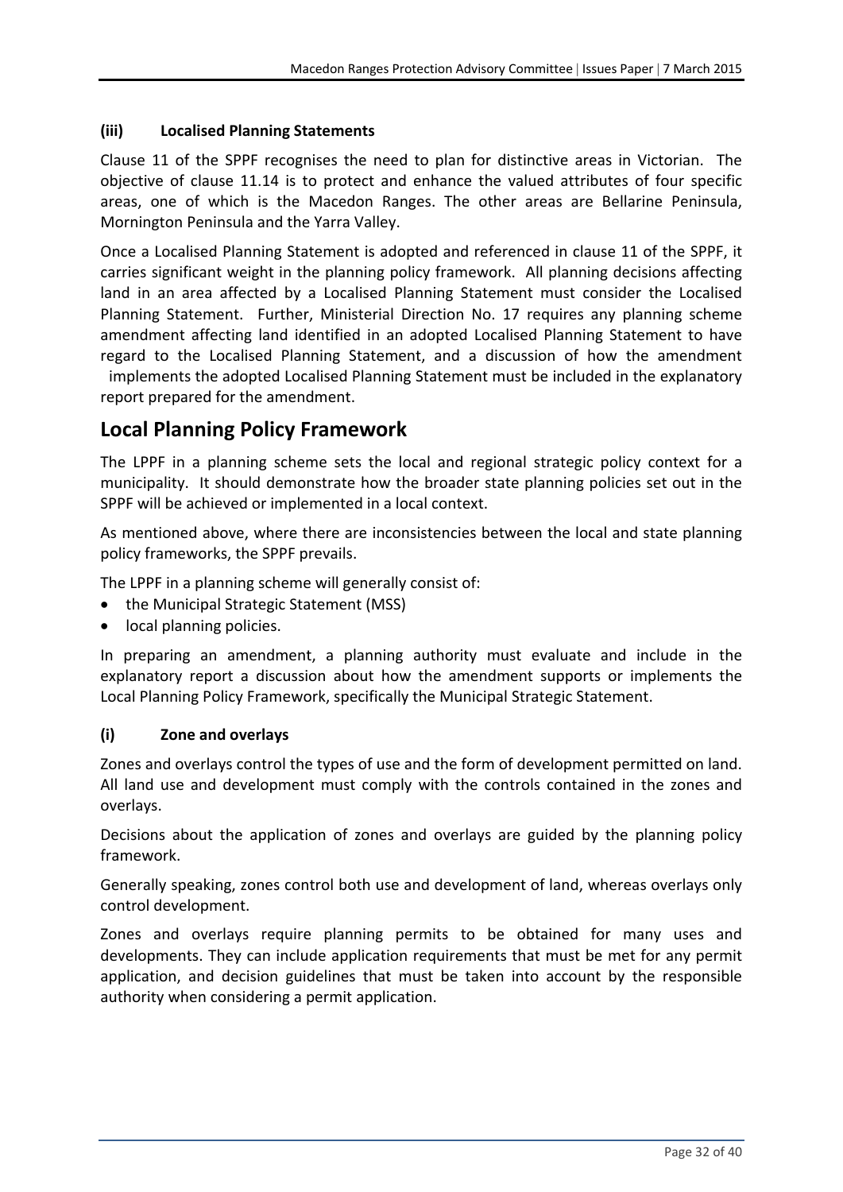### (iii) Localised Planning Statements

Clause 11 of the SPPF recognises the need to plan for distinctive areas in Victorian. The objective of clause 11.14 is to protect and enhance the valued attributes of four specific areas, one of which is the Macedon Ranges. The other areas are Bellarine Peninsula, Mornington Peninsula and the Yarra Valley.

Once a Localised Planning Statement is adopted and referenced in clause 11 of the SPPF, it carries significant weight in the planning policy framework. All planning decisions affecting land in an area affected by a Localised Planning Statement must consider the Localised Planning Statement. Further, Ministerial Direction No. 17 requires any planning scheme amendment affecting land identified in an adopted Localised Planning Statement to have regard to the Localised Planning Statement, and a discussion of how the amendment implements the adopted Localised Planning Statement must be included in the explanatory report prepared for the amendment.

## Local Planning Policy Framework

The LPPF in a planning scheme sets the local and regional strategic policy context for a municipality. It should demonstrate how the broader state planning policies set out in the SPPF will be achieved or implemented in a local context.

As mentioned above, where there are inconsistencies between the local and state planning policy frameworks, the SPPF prevails.

The LPPF in a planning scheme will generally consist of:

- the Municipal Strategic Statement (MSS)
- local planning policies.

In preparing an amendment, a planning authority must evaluate and include in the explanatory report a discussion about how the amendment supports or implements the Local Planning Policy Framework, specifically the Municipal Strategic Statement.

### (i) Zone and overlays

Zones and overlays control the types of use and the form of development permitted on land. All land use and development must comply with the controls contained in the zones and overlays.

Decisions about the application of zones and overlays are guided by the planning policy framework.

Generally speaking, zones control both use and development of land, whereas overlays only control development.

Zones and overlays require planning permits to be obtained for many uses and developments. They can include application requirements that must be met for any permit application, and decision guidelines that must be taken into account by the responsible authority when considering a permit application.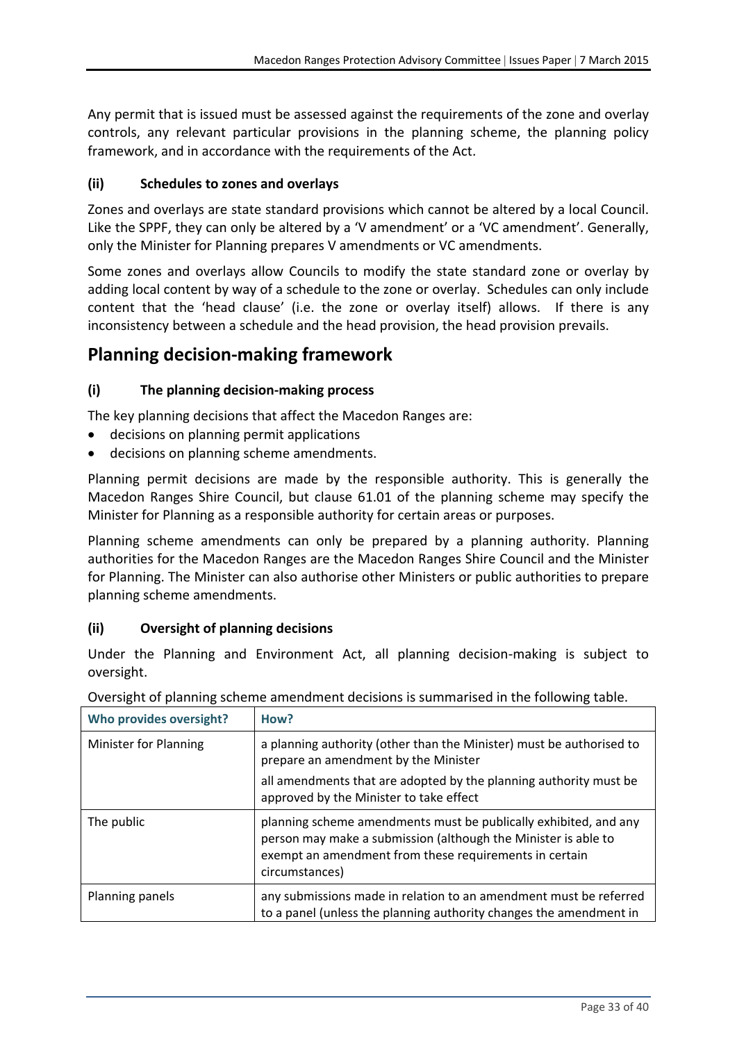Any permit that is issued must be assessed against the requirements of the zone and overlay controls, any relevant particular provisions in the planning scheme, the planning policy framework, and in accordance with the requirements of the Act.

### (ii) Schedules to zones and overlays

Zones and overlays are state standard provisions which cannot be altered by a local Council. Like the SPPF, they can only be altered by a 'V amendment' or a 'VC amendment'. Generally, only the Minister for Planning prepares V amendments or VC amendments.

Some zones and overlays allow Councils to modify the state standard zone or overlay by adding local content by way of a schedule to the zone or overlay. Schedules can only include content that the 'head clause' (i.e. the zone or overlay itself) allows. If there is any inconsistency between a schedule and the head provision, the head provision prevails.

## Planning decision-making framework

### (i) The planning decision-making process

The key planning decisions that affect the Macedon Ranges are:

- decisions on planning permit applications
- decisions on planning scheme amendments.

Planning permit decisions are made by the responsible authority. This is generally the Macedon Ranges Shire Council, but clause 61.01 of the planning scheme may specify the Minister for Planning as a responsible authority for certain areas or purposes.

Planning scheme amendments can only be prepared by a planning authority. Planning authorities for the Macedon Ranges are the Macedon Ranges Shire Council and the Minister for Planning. The Minister can also authorise other Ministers or public authorities to prepare planning scheme amendments.

### (ii) Oversight of planning decisions

Under the Planning and Environment Act, all planning decision-making is subject to oversight.

Oversight of planning scheme amendment decisions is summarised in the following table.

| Who provides oversight? | How? |
|---|---|
| Minister for Planning | a planning authority (other than the Minister) must be authorised to prepare an amendment by the Minister<br><br>all amendments that are adopted by the planning authority must be approved by the Minister to take effect |
| The public | planning scheme amendments must be publically exhibited, and any person may make a submission (although the Minister is able to exempt an amendment from these requirements in certain circumstances) |
| Planning panels | any submissions made in relation to an amendment must be referred to a panel (unless the planning authority changes the amendment in |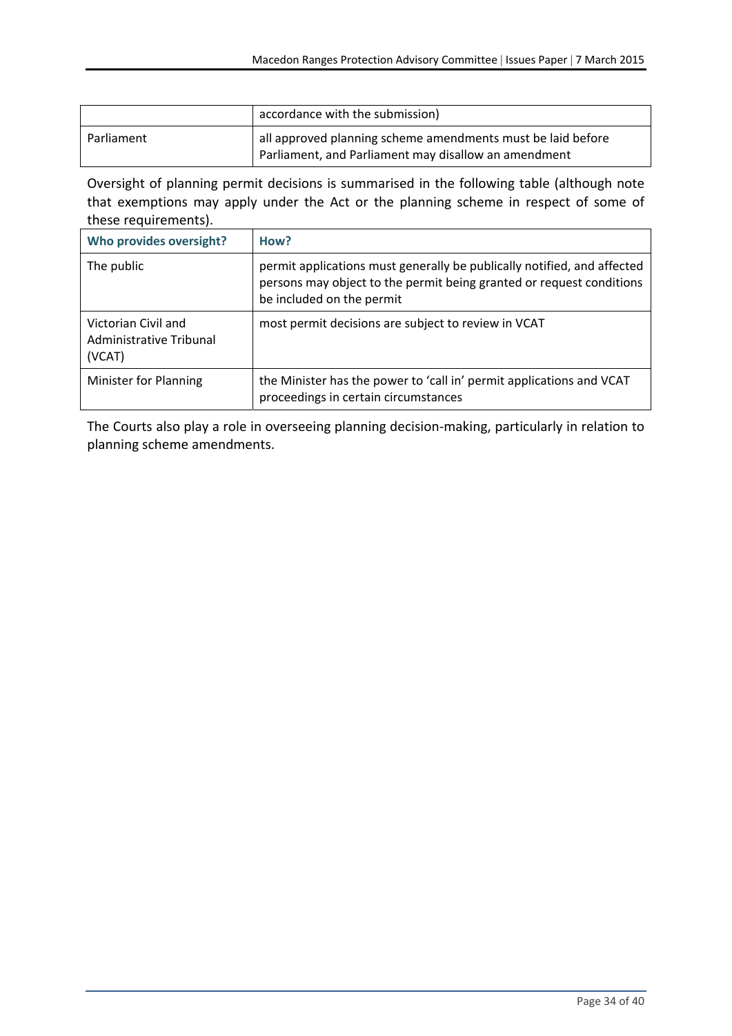| | |
|---|---|
| | accordance with the submission) |
| Parliament | all approved planning scheme amendments must be laid before Parliament, and Parliament may disallow an amendment |

Oversight of planning permit decisions is summarised in the following table (although note that exemptions may apply under the Act or the planning scheme in respect of some of these requirements).

| Who provides oversight? | How? |
|---|---|
| The public | permit applications must generally be publically notified, and affected persons may object to the permit being granted or request conditions be included on the permit |
| Victorian Civil and Administrative Tribunal (VCAT) | most permit decisions are subject to review in VCAT |
| Minister for Planning | the Minister has the power to 'call in' permit applications and VCAT proceedings in certain circumstances |

The Courts also play a role in overseeing planning decision-making, particularly in relation to planning scheme amendments.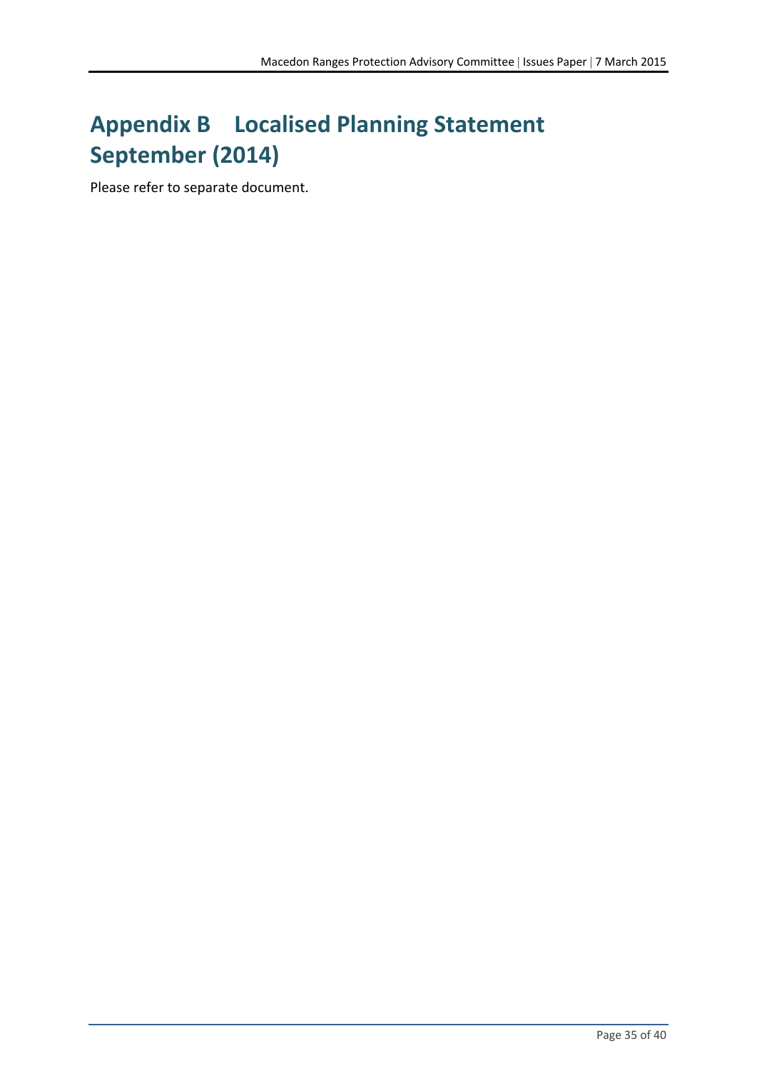# Appendix B Localised Planning Statement September (2014)

Please refer to separate document.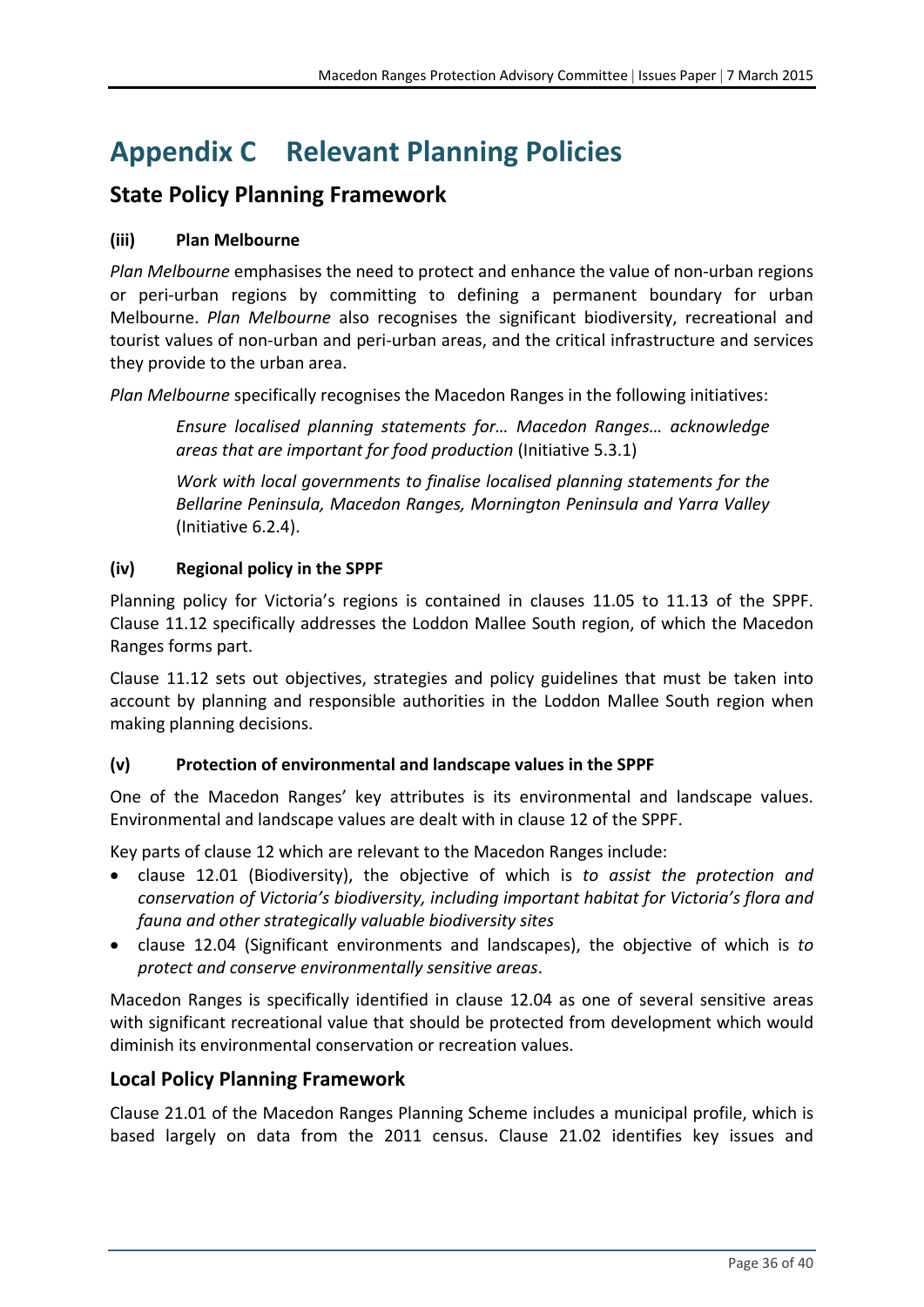# Appendix C Relevant Planning Policies

## State Policy Planning Framework

### (iii) Plan Melbourne

*Plan Melbourne* emphasises the need to protect and enhance the value of non-urban regions or peri-urban regions by committing to defining a permanent boundary for urban Melbourne. *Plan Melbourne* also recognises the significant biodiversity, recreational and tourist values of non-urban and peri-urban areas, and the critical infrastructure and services they provide to the urban area.

*Plan Melbourne* specifically recognises the Macedon Ranges in the following initiatives:

> *Ensure localised planning statements for… Macedon Ranges… acknowledge areas that are important for food production* (Initiative 5.3.1)
>
> *Work with local governments to finalise localised planning statements for the Bellarine Peninsula, Macedon Ranges, Mornington Peninsula and Yarra Valley* (Initiative 6.2.4).

### (iv) Regional policy in the SPPF

Planning policy for Victoria's regions is contained in clauses 11.05 to 11.13 of the SPPF. Clause 11.12 specifically addresses the Loddon Mallee South region, of which the Macedon Ranges forms part.

Clause 11.12 sets out objectives, strategies and policy guidelines that must be taken into account by planning and responsible authorities in the Loddon Mallee South region when making planning decisions.

### (v) Protection of environmental and landscape values in the SPPF

One of the Macedon Ranges' key attributes is its environmental and landscape values. Environmental and landscape values are dealt with in clause 12 of the SPPF.

Key parts of clause 12 which are relevant to the Macedon Ranges include:

- clause 12.01 (Biodiversity), the objective of which is *to assist the protection and conservation of Victoria's biodiversity, including important habitat for Victoria's flora and fauna and other strategically valuable biodiversity sites*
- clause 12.04 (Significant environments and landscapes), the objective of which is *to protect and conserve environmentally sensitive areas*.

Macedon Ranges is specifically identified in clause 12.04 as one of several sensitive areas with significant recreational value that should be protected from development which would diminish its environmental conservation or recreation values.

## Local Policy Planning Framework

Clause 21.01 of the Macedon Ranges Planning Scheme includes a municipal profile, which is based largely on data from the 2011 census. Clause 21.02 identifies key issues and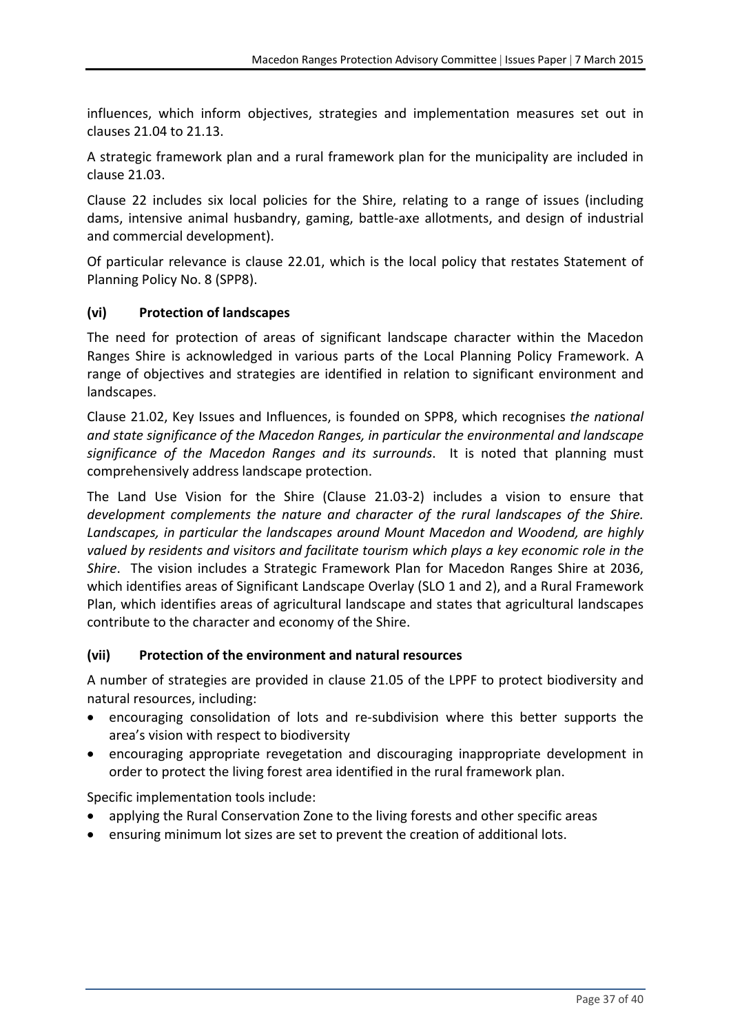influences, which inform objectives, strategies and implementation measures set out in clauses 21.04 to 21.13.

A strategic framework plan and a rural framework plan for the municipality are included in clause 21.03.

Clause 22 includes six local policies for the Shire, relating to a range of issues (including dams, intensive animal husbandry, gaming, battle-axe allotments, and design of industrial and commercial development).

Of particular relevance is clause 22.01, which is the local policy that restates Statement of Planning Policy No. 8 (SPP8).

### (vi) Protection of landscapes

The need for protection of areas of significant landscape character within the Macedon Ranges Shire is acknowledged in various parts of the Local Planning Policy Framework. A range of objectives and strategies are identified in relation to significant environment and landscapes.

Clause 21.02, Key Issues and Influences, is founded on SPP8, which recognises *the national and state significance of the Macedon Ranges, in particular the environmental and landscape significance of the Macedon Ranges and its surrounds*. It is noted that planning must comprehensively address landscape protection.

The Land Use Vision for the Shire (Clause 21.03-2) includes a vision to ensure that *development complements the nature and character of the rural landscapes of the Shire. Landscapes, in particular the landscapes around Mount Macedon and Woodend, are highly valued by residents and visitors and facilitate tourism which plays a key economic role in the Shire*. The vision includes a Strategic Framework Plan for Macedon Ranges Shire at 2036, which identifies areas of Significant Landscape Overlay (SLO 1 and 2), and a Rural Framework Plan, which identifies areas of agricultural landscape and states that agricultural landscapes contribute to the character and economy of the Shire.

### (vii) Protection of the environment and natural resources

A number of strategies are provided in clause 21.05 of the LPPF to protect biodiversity and natural resources, including:

- encouraging consolidation of lots and re-subdivision where this better supports the area's vision with respect to biodiversity
- encouraging appropriate revegetation and discouraging inappropriate development in order to protect the living forest area identified in the rural framework plan.

Specific implementation tools include:

- applying the Rural Conservation Zone to the living forests and other specific areas
- ensuring minimum lot sizes are set to prevent the creation of additional lots.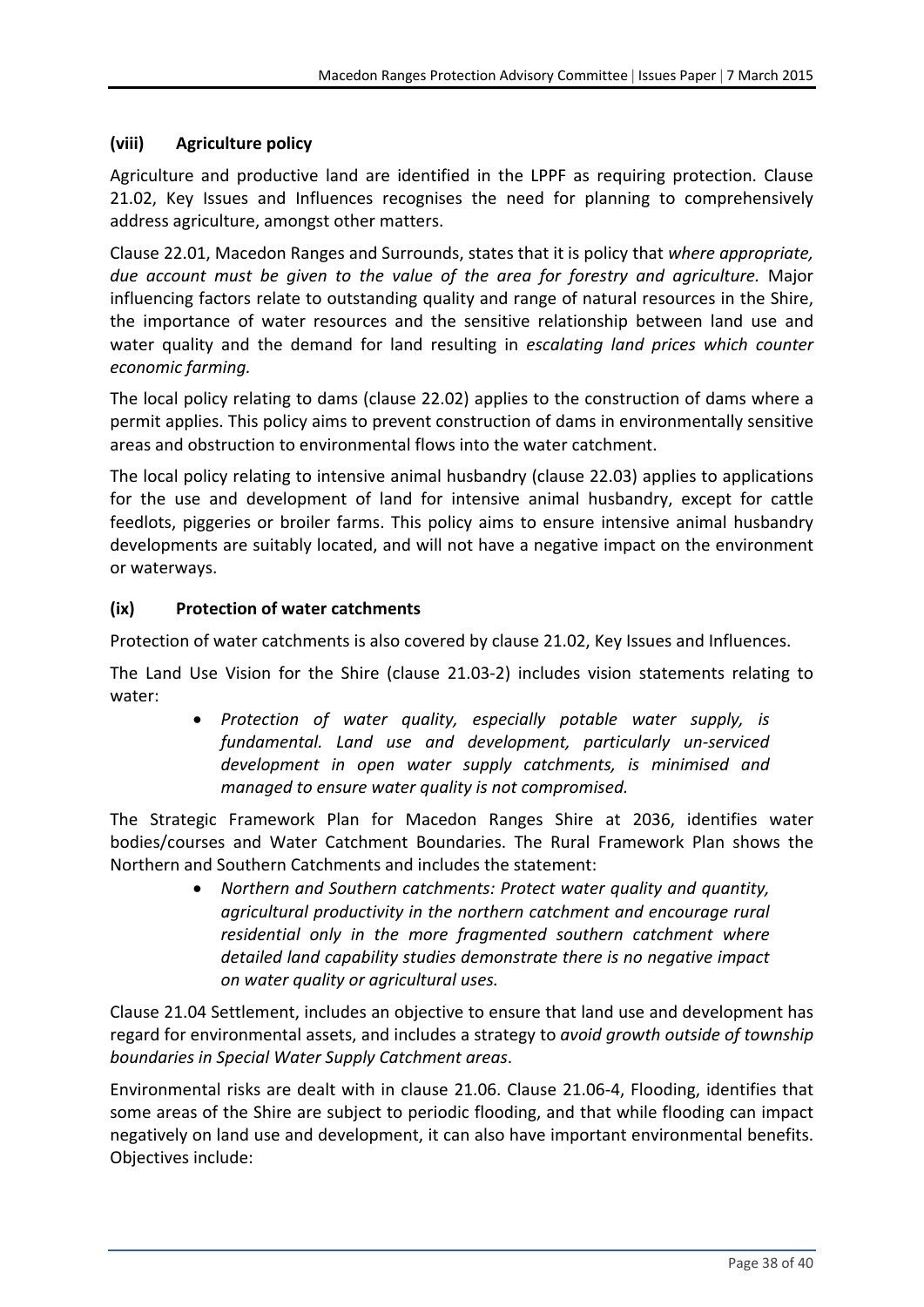### (viii) Agriculture policy

Agriculture and productive land are identified in the LPPF as requiring protection. Clause 21.02, Key Issues and Influences recognises the need for planning to comprehensively address agriculture, amongst other matters.

Clause 22.01, Macedon Ranges and Surrounds, states that it is policy that *where appropriate, due account must be given to the value of the area for forestry and agriculture.* Major influencing factors relate to outstanding quality and range of natural resources in the Shire, the importance of water resources and the sensitive relationship between land use and water quality and the demand for land resulting in *escalating land prices which counter economic farming.*

The local policy relating to dams (clause 22.02) applies to the construction of dams where a permit applies. This policy aims to prevent construction of dams in environmentally sensitive areas and obstruction to environmental flows into the water catchment.

The local policy relating to intensive animal husbandry (clause 22.03) applies to applications for the use and development of land for intensive animal husbandry, except for cattle feedlots, piggeries or broiler farms. This policy aims to ensure intensive animal husbandry developments are suitably located, and will not have a negative impact on the environment or waterways.

### (ix) Protection of water catchments

Protection of water catchments is also covered by clause 21.02, Key Issues and Influences.

The Land Use Vision for the Shire (clause 21.03-2) includes vision statements relating to water:

- *Protection of water quality, especially potable water supply, is fundamental. Land use and development, particularly un-serviced development in open water supply catchments, is minimised and managed to ensure water quality is not compromised.*

The Strategic Framework Plan for Macedon Ranges Shire at 2036, identifies water bodies/courses and Water Catchment Boundaries. The Rural Framework Plan shows the Northern and Southern Catchments and includes the statement:

- *Northern and Southern catchments: Protect water quality and quantity, agricultural productivity in the northern catchment and encourage rural residential only in the more fragmented southern catchment where detailed land capability studies demonstrate there is no negative impact on water quality or agricultural uses.*

Clause 21.04 Settlement, includes an objective to ensure that land use and development has regard for environmental assets, and includes a strategy to *avoid growth outside of township boundaries in Special Water Supply Catchment areas*.

Environmental risks are dealt with in clause 21.06. Clause 21.06-4, Flooding, identifies that some areas of the Shire are subject to periodic flooding, and that while flooding can impact negatively on land use and development, it can also have important environmental benefits. Objectives include: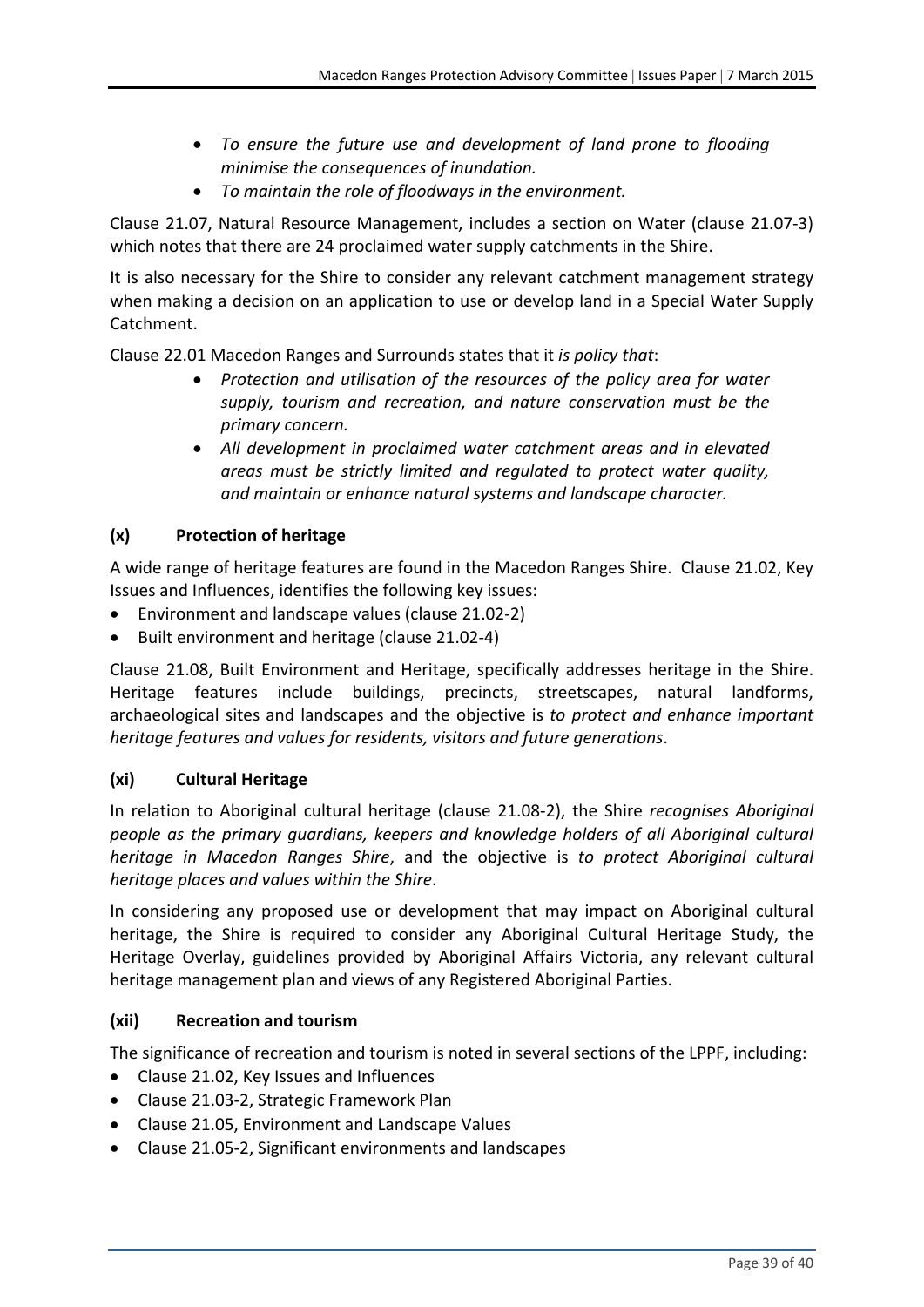- *To ensure the future use and development of land prone to flooding minimise the consequences of inundation.*
- *To maintain the role of floodways in the environment.*

Clause 21.07, Natural Resource Management, includes a section on Water (clause 21.07-3) which notes that there are 24 proclaimed water supply catchments in the Shire.

It is also necessary for the Shire to consider any relevant catchment management strategy when making a decision on an application to use or develop land in a Special Water Supply Catchment.

Clause 22.01 Macedon Ranges and Surrounds states that it *is policy that*:

- *Protection and utilisation of the resources of the policy area for water supply, tourism and recreation, and nature conservation must be the primary concern.*
- *All development in proclaimed water catchment areas and in elevated areas must be strictly limited and regulated to protect water quality, and maintain or enhance natural systems and landscape character.*

### (x) Protection of heritage

A wide range of heritage features are found in the Macedon Ranges Shire. Clause 21.02, Key Issues and Influences, identifies the following key issues:

- Environment and landscape values (clause 21.02-2)
- Built environment and heritage (clause 21.02-4)

Clause 21.08, Built Environment and Heritage, specifically addresses heritage in the Shire. Heritage features include buildings, precincts, streetscapes, natural landforms, archaeological sites and landscapes and the objective is *to protect and enhance important heritage features and values for residents, visitors and future generations*.

### (xi) Cultural Heritage

In relation to Aboriginal cultural heritage (clause 21.08-2), the Shire *recognises Aboriginal people as the primary guardians, keepers and knowledge holders of all Aboriginal cultural heritage in Macedon Ranges Shire*, and the objective is *to protect Aboriginal cultural heritage places and values within the Shire*.

In considering any proposed use or development that may impact on Aboriginal cultural heritage, the Shire is required to consider any Aboriginal Cultural Heritage Study, the Heritage Overlay, guidelines provided by Aboriginal Affairs Victoria, any relevant cultural heritage management plan and views of any Registered Aboriginal Parties.

### (xii) Recreation and tourism

The significance of recreation and tourism is noted in several sections of the LPPF, including:

- Clause 21.02, Key Issues and Influences
- Clause 21.03-2, Strategic Framework Plan
- Clause 21.05, Environment and Landscape Values
- Clause 21.05-2, Significant environments and landscapes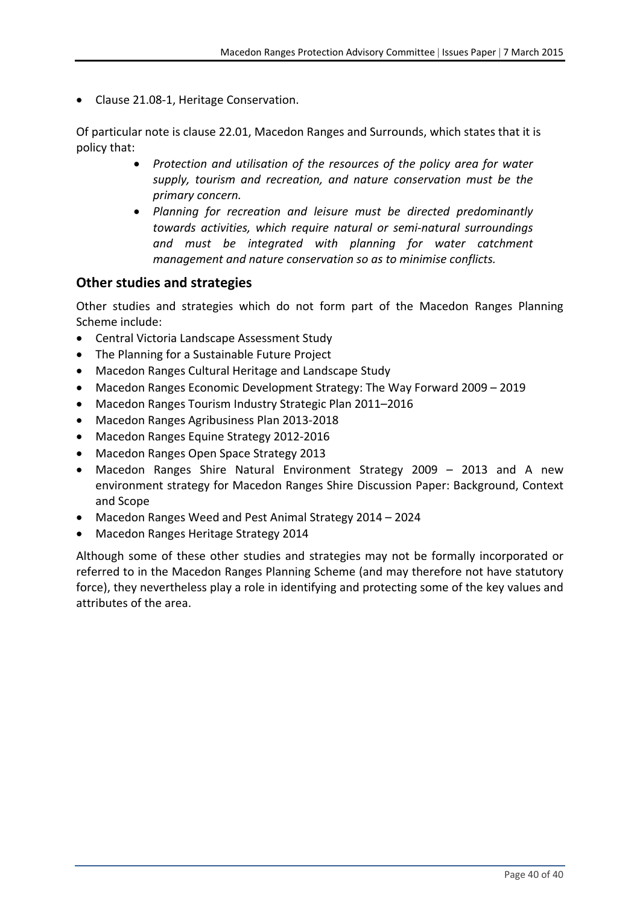- Clause 21.08-1, Heritage Conservation.

Of particular note is clause 22.01, Macedon Ranges and Surrounds, which states that it is policy that:

- *Protection and utilisation of the resources of the policy area for water supply, tourism and recreation, and nature conservation must be the primary concern.*
- *Planning for recreation and leisure must be directed predominantly towards activities, which require natural or semi-natural surroundings and must be integrated with planning for water catchment management and nature conservation so as to minimise conflicts.*

## Other studies and strategies

Other studies and strategies which do not form part of the Macedon Ranges Planning Scheme include:

- Central Victoria Landscape Assessment Study
- The Planning for a Sustainable Future Project
- Macedon Ranges Cultural Heritage and Landscape Study
- Macedon Ranges Economic Development Strategy: The Way Forward 2009 – 2019
- Macedon Ranges Tourism Industry Strategic Plan 2011–2016
- Macedon Ranges Agribusiness Plan 2013-2018
- Macedon Ranges Equine Strategy 2012-2016
- Macedon Ranges Open Space Strategy 2013
- Macedon Ranges Shire Natural Environment Strategy 2009 – 2013 and A new environment strategy for Macedon Ranges Shire Discussion Paper: Background, Context and Scope
- Macedon Ranges Weed and Pest Animal Strategy 2014 – 2024
- Macedon Ranges Heritage Strategy 2014

Although some of these other studies and strategies may not be formally incorporated or referred to in the Macedon Ranges Planning Scheme (and may therefore not have statutory force), they nevertheless play a role in identifying and protecting some of the key values and attributes of the area.